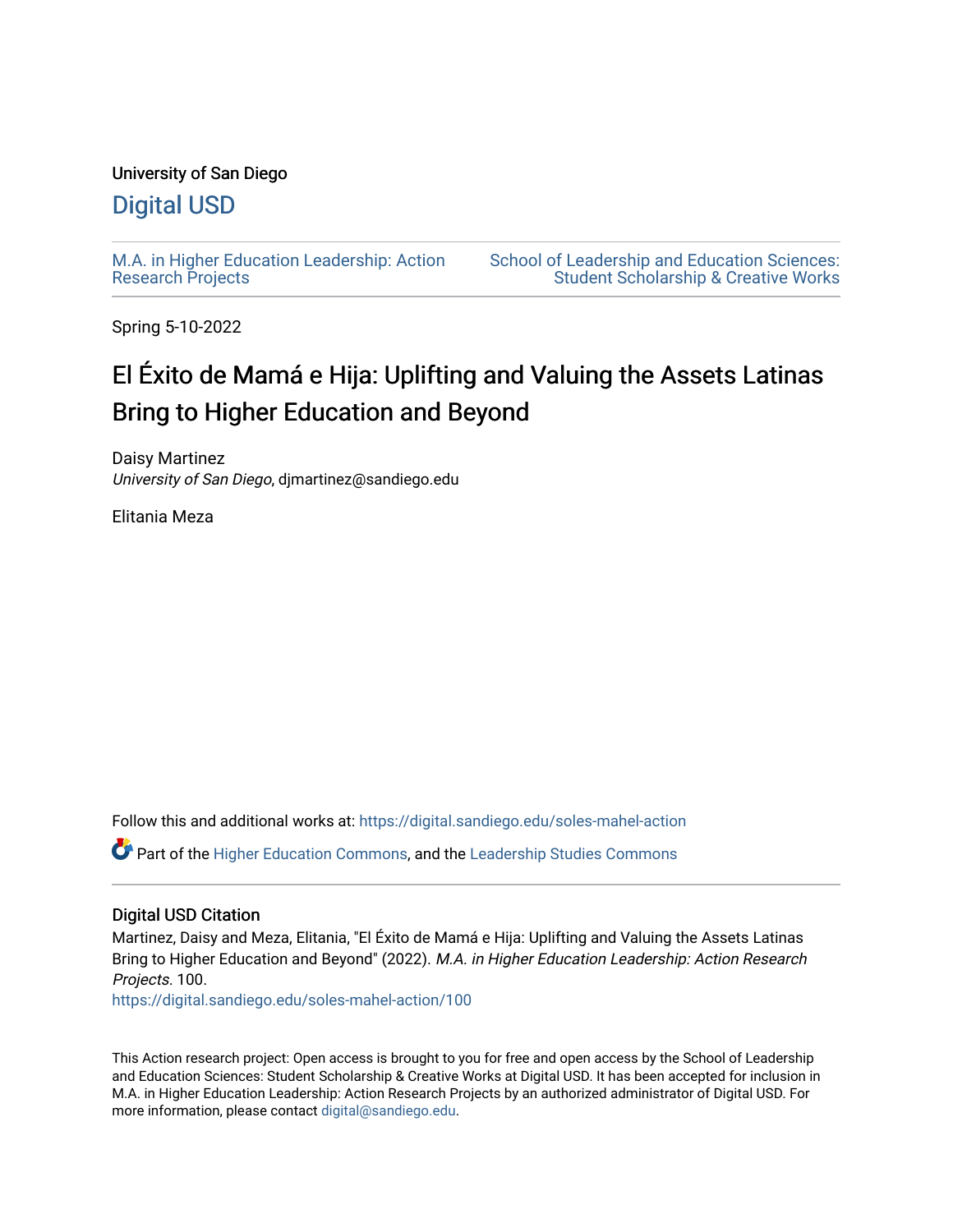University of San Diego

# Digital USD

M.A. in Higher Education Leadership: Action Research Projects

School of Leadership and Education Sciences: Student Scholarship & Creative Works

Spring 5-10-2022

# El Éxito de Mamá e Hija: Uplifting and Valuing the Assets Latinas Bring to Higher Education and Beyond

Daisy Martinez
*University of San Diego*, djmartinez@sandiego.edu

Elitania Meza

Follow this and additional works at: https://digital.sandiego.edu/soles-mahel-action

Part of the Higher Education Commons, and the Leadership Studies Commons

## Digital USD Citation

Martinez, Daisy and Meza, Elitania, "El Éxito de Mamá e Hija: Uplifting and Valuing the Assets Latinas Bring to Higher Education and Beyond" (2022). *M.A. in Higher Education Leadership: Action Research Projects*. 100.
https://digital.sandiego.edu/soles-mahel-action/100

This Action research project: Open access is brought to you for free and open access by the School of Leadership and Education Sciences: Student Scholarship & Creative Works at Digital USD. It has been accepted for inclusion in M.A. in Higher Education Leadership: Action Research Projects by an authorized administrator of Digital USD. For more information, please contact digital@sandiego.edu.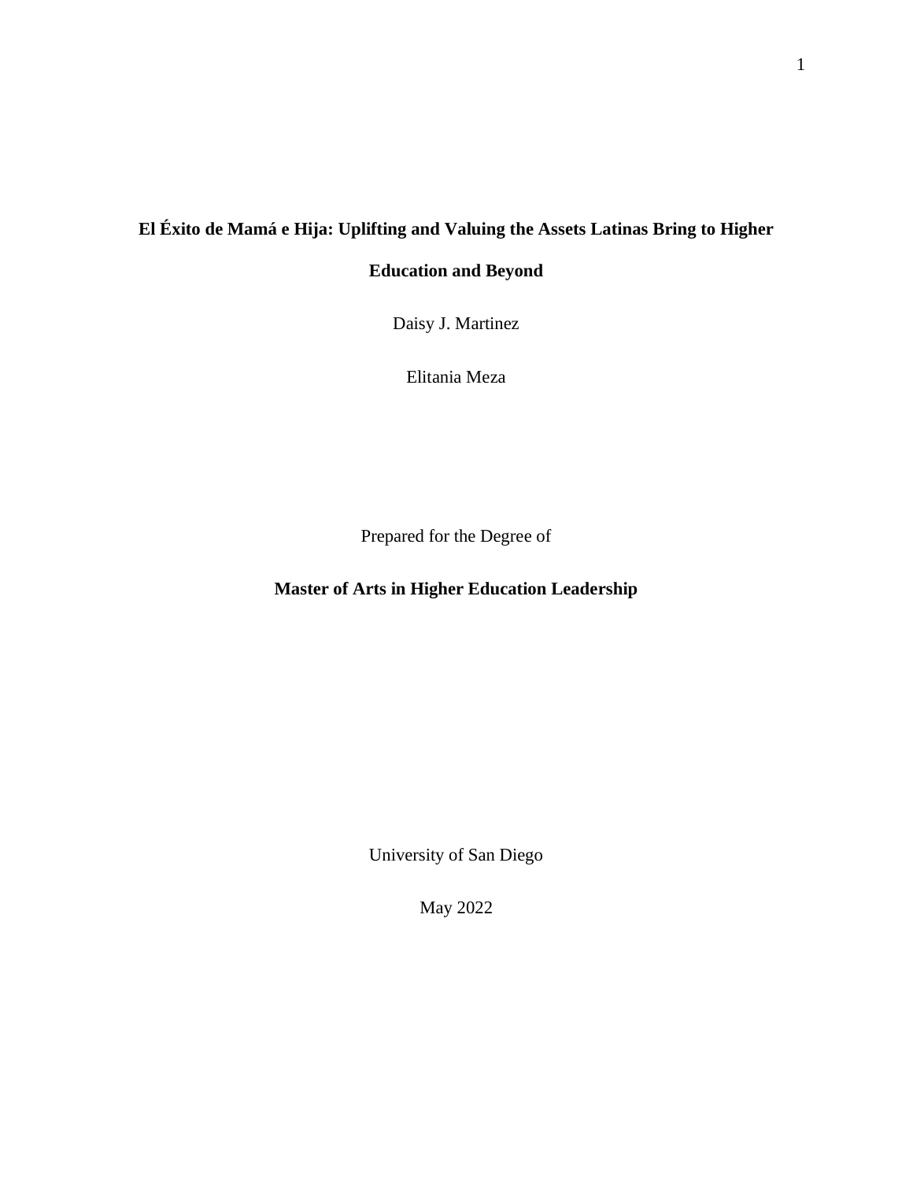# El Éxito de Mamá e Hija: Uplifting and Valuing the Assets Latinas Bring to Higher Education and Beyond

Daisy J. Martinez

Elitania Meza

Prepared for the Degree of

**Master of Arts in Higher Education Leadership**

University of San Diego

May 2022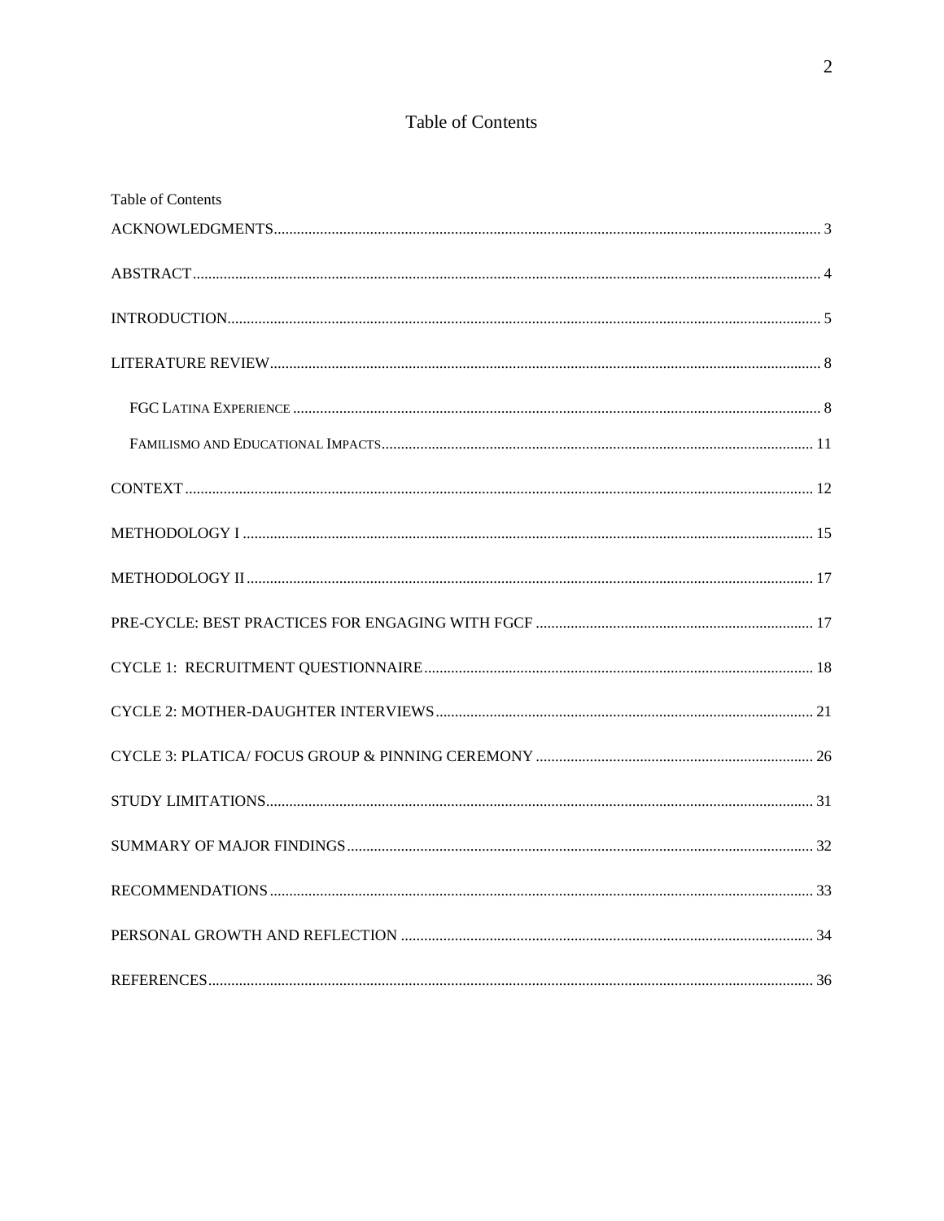# Table of Contents

Table of Contents

ACKNOWLEDGMENTS ..... 3

ABSTRACT ..... 4

INTRODUCTION ..... 5

LITERATURE REVIEW ..... 8

- FGC LATINA EXPERIENCE ..... 8
- FAMILISMO AND EDUCATIONAL IMPACTS ..... 11

CONTEXT ..... 12

METHODOLOGY I ..... 15

METHODOLOGY II ..... 17

PRE-CYCLE: BEST PRACTICES FOR ENGAGING WITH FGCF ..... 17

CYCLE 1: RECRUITMENT QUESTIONNAIRE ..... 18

CYCLE 2: MOTHER-DAUGHTER INTERVIEWS ..... 21

CYCLE 3: PLATICA/ FOCUS GROUP & PINNING CEREMONY ..... 26

STUDY LIMITATIONS ..... 31

SUMMARY OF MAJOR FINDINGS ..... 32

RECOMMENDATIONS ..... 33

PERSONAL GROWTH AND REFLECTION ..... 34

REFERENCES ..... 36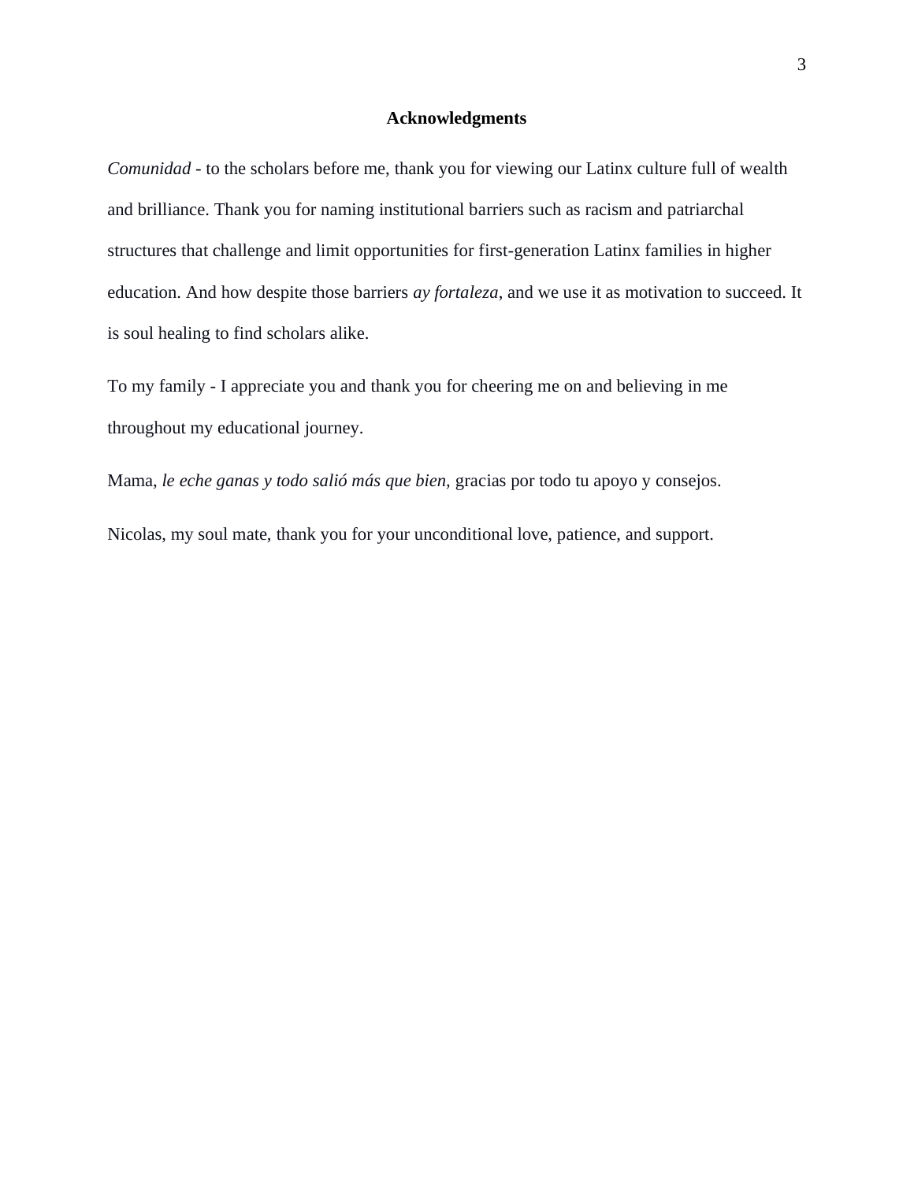## Acknowledgments

*Comunidad* - to the scholars before me, thank you for viewing our Latinx culture full of wealth and brilliance. Thank you for naming institutional barriers such as racism and patriarchal structures that challenge and limit opportunities for first-generation Latinx families in higher education. And how despite those barriers *ay fortaleza*, and we use it as motivation to succeed. It is soul healing to find scholars alike.

To my family - I appreciate you and thank you for cheering me on and believing in me throughout my educational journey.

Mama, *le eche ganas y todo salió más que bien,* gracias por todo tu apoyo y consejos.

Nicolas, my soul mate, thank you for your unconditional love, patience, and support.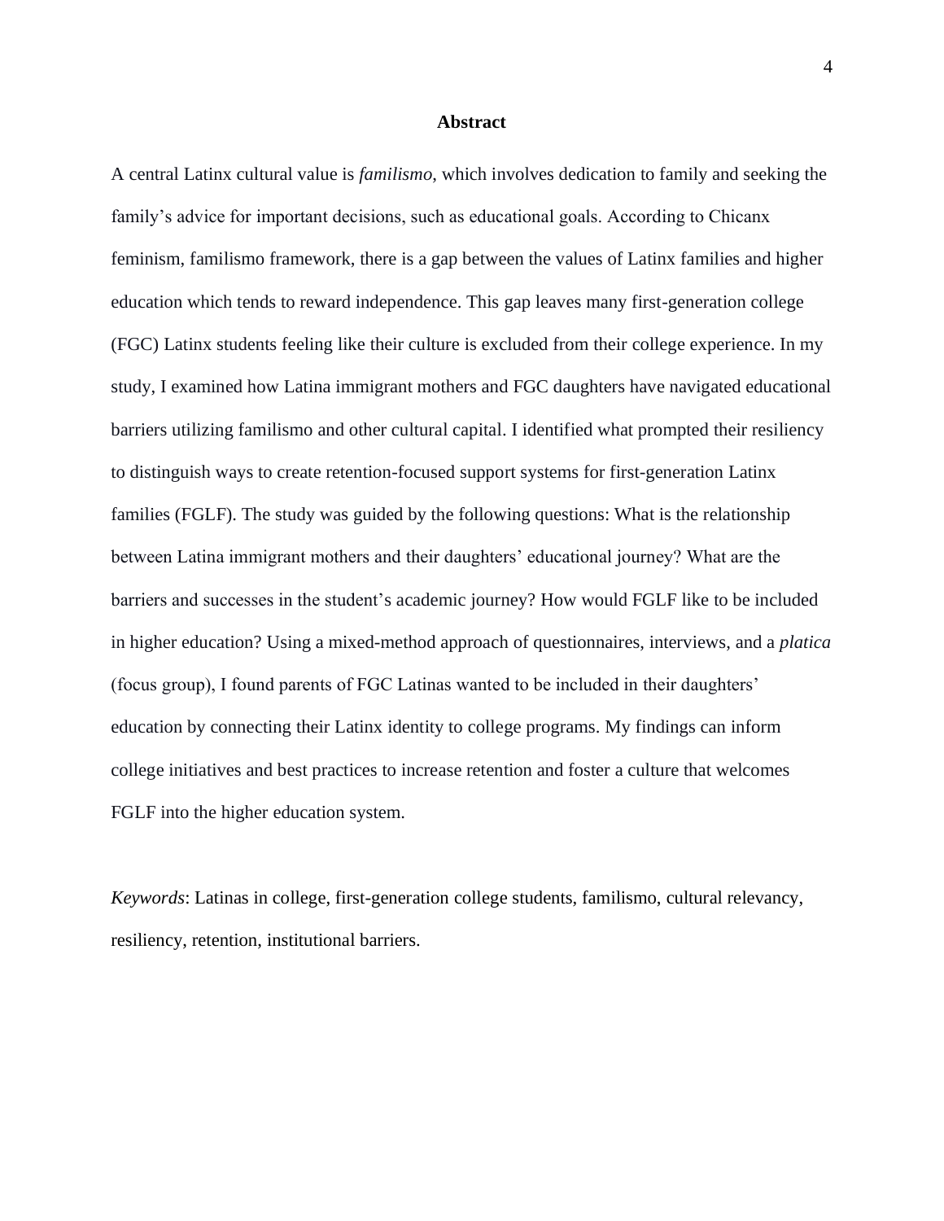## Abstract

A central Latinx cultural value is *familismo*, which involves dedication to family and seeking the family's advice for important decisions, such as educational goals. According to Chicanx feminism, familismo framework, there is a gap between the values of Latinx families and higher education which tends to reward independence. This gap leaves many first-generation college (FGC) Latinx students feeling like their culture is excluded from their college experience. In my study, I examined how Latina immigrant mothers and FGC daughters have navigated educational barriers utilizing familismo and other cultural capital. I identified what prompted their resiliency to distinguish ways to create retention-focused support systems for first-generation Latinx families (FGLF). The study was guided by the following questions: What is the relationship between Latina immigrant mothers and their daughters' educational journey? What are the barriers and successes in the student's academic journey? How would FGLF like to be included in higher education? Using a mixed-method approach of questionnaires, interviews, and a *platica* (focus group), I found parents of FGC Latinas wanted to be included in their daughters' education by connecting their Latinx identity to college programs. My findings can inform college initiatives and best practices to increase retention and foster a culture that welcomes FGLF into the higher education system.

*Keywords*: Latinas in college, first-generation college students, familismo, cultural relevancy, resiliency, retention, institutional barriers.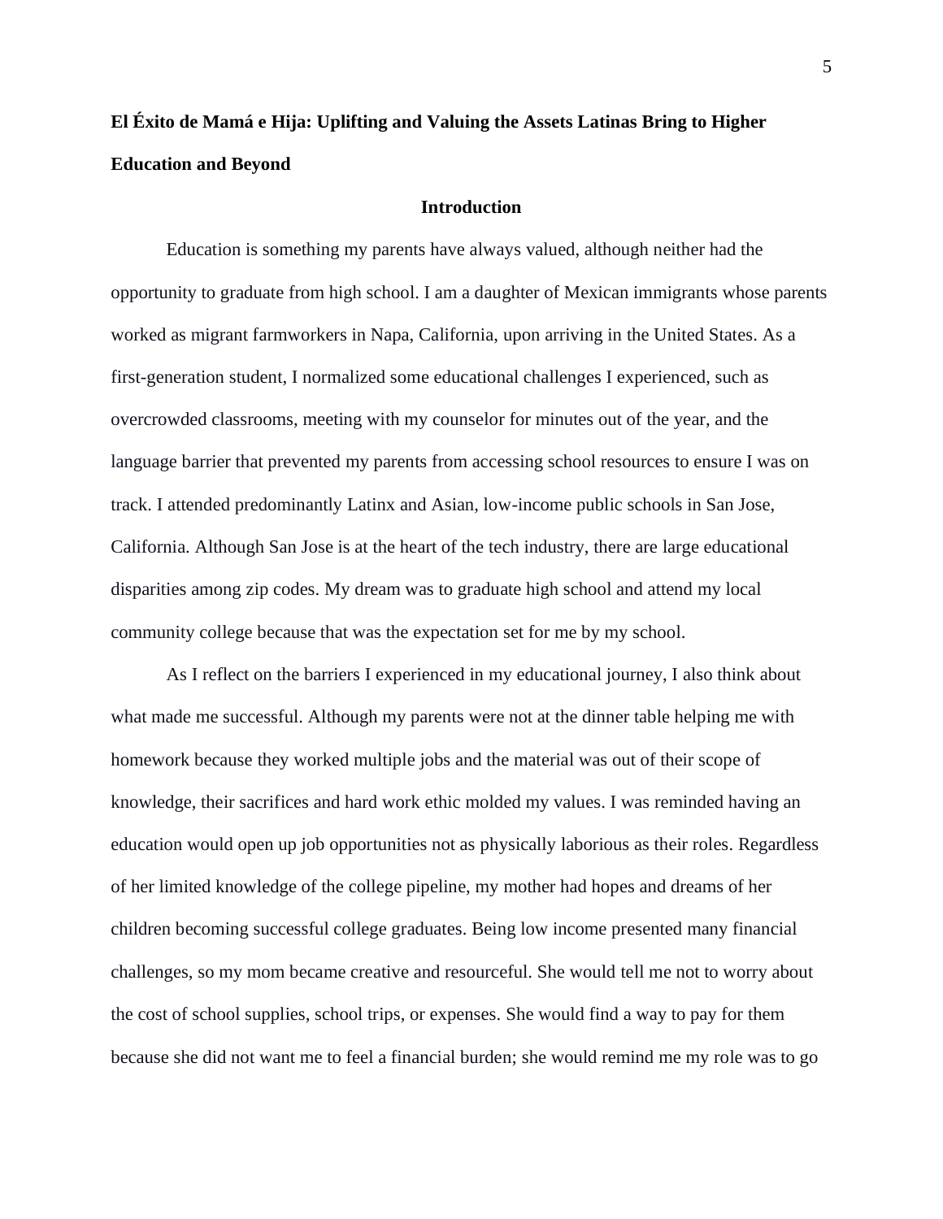**El Éxito de Mamá e Hija: Uplifting and Valuing the Assets Latinas Bring to Higher Education and Beyond**

## Introduction

Education is something my parents have always valued, although neither had the opportunity to graduate from high school. I am a daughter of Mexican immigrants whose parents worked as migrant farmworkers in Napa, California, upon arriving in the United States. As a first-generation student, I normalized some educational challenges I experienced, such as overcrowded classrooms, meeting with my counselor for minutes out of the year, and the language barrier that prevented my parents from accessing school resources to ensure I was on track. I attended predominantly Latinx and Asian, low-income public schools in San Jose, California. Although San Jose is at the heart of the tech industry, there are large educational disparities among zip codes. My dream was to graduate high school and attend my local community college because that was the expectation set for me by my school.

As I reflect on the barriers I experienced in my educational journey, I also think about what made me successful. Although my parents were not at the dinner table helping me with homework because they worked multiple jobs and the material was out of their scope of knowledge, their sacrifices and hard work ethic molded my values. I was reminded having an education would open up job opportunities not as physically laborious as their roles. Regardless of her limited knowledge of the college pipeline, my mother had hopes and dreams of her children becoming successful college graduates. Being low income presented many financial challenges, so my mom became creative and resourceful. She would tell me not to worry about the cost of school supplies, school trips, or expenses. She would find a way to pay for them because she did not want me to feel a financial burden; she would remind me my role was to go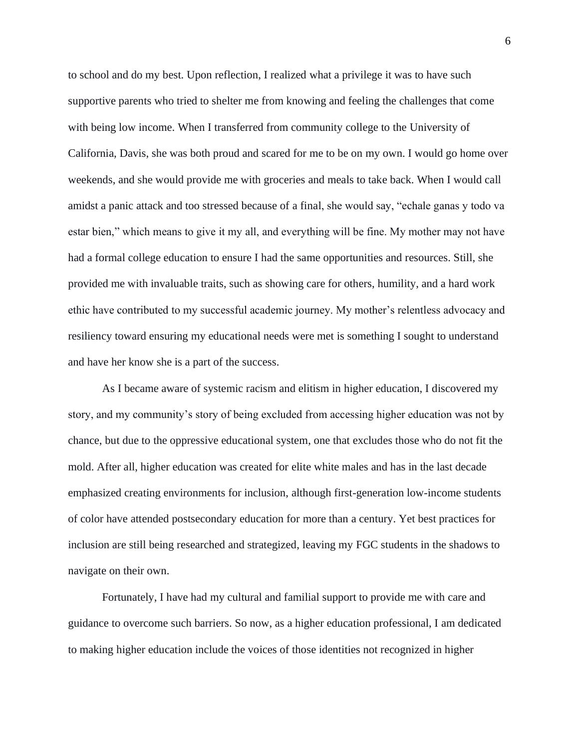to school and do my best. Upon reflection, I realized what a privilege it was to have such supportive parents who tried to shelter me from knowing and feeling the challenges that come with being low income. When I transferred from community college to the University of California, Davis, she was both proud and scared for me to be on my own. I would go home over weekends, and she would provide me with groceries and meals to take back. When I would call amidst a panic attack and too stressed because of a final, she would say, "echale ganas y todo va estar bien," which means to give it my all, and everything will be fine. My mother may not have had a formal college education to ensure I had the same opportunities and resources. Still, she provided me with invaluable traits, such as showing care for others, humility, and a hard work ethic have contributed to my successful academic journey. My mother's relentless advocacy and resiliency toward ensuring my educational needs were met is something I sought to understand and have her know she is a part of the success.

As I became aware of systemic racism and elitism in higher education, I discovered my story, and my community's story of being excluded from accessing higher education was not by chance, but due to the oppressive educational system, one that excludes those who do not fit the mold. After all, higher education was created for elite white males and has in the last decade emphasized creating environments for inclusion, although first-generation low-income students of color have attended postsecondary education for more than a century. Yet best practices for inclusion are still being researched and strategized, leaving my FGC students in the shadows to navigate on their own.

Fortunately, I have had my cultural and familial support to provide me with care and guidance to overcome such barriers. So now, as a higher education professional, I am dedicated to making higher education include the voices of those identities not recognized in higher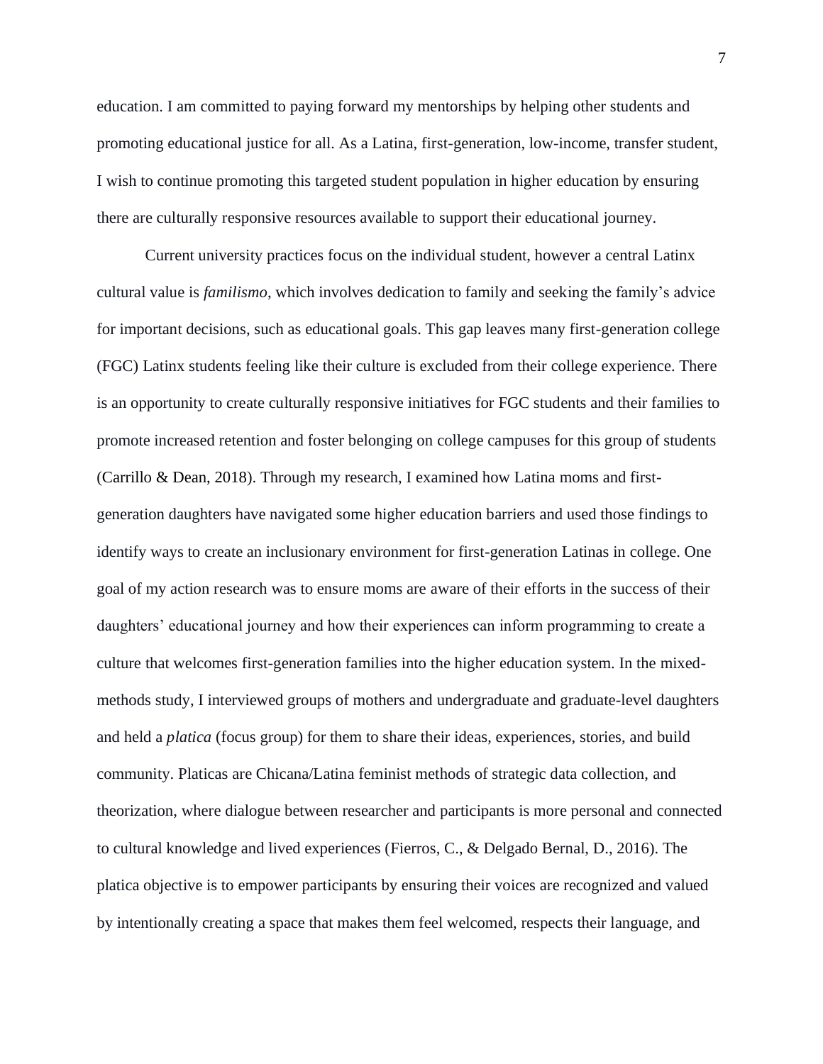education. I am committed to paying forward my mentorships by helping other students and promoting educational justice for all. As a Latina, first-generation, low-income, transfer student, I wish to continue promoting this targeted student population in higher education by ensuring there are culturally responsive resources available to support their educational journey.

Current university practices focus on the individual student, however a central Latinx cultural value is *familismo*, which involves dedication to family and seeking the family's advice for important decisions, such as educational goals. This gap leaves many first-generation college (FGC) Latinx students feeling like their culture is excluded from their college experience. There is an opportunity to create culturally responsive initiatives for FGC students and their families to promote increased retention and foster belonging on college campuses for this group of students (Carrillo & Dean, 2018). Through my research, I examined how Latina moms and first-generation daughters have navigated some higher education barriers and used those findings to identify ways to create an inclusionary environment for first-generation Latinas in college. One goal of my action research was to ensure moms are aware of their efforts in the success of their daughters' educational journey and how their experiences can inform programming to create a culture that welcomes first-generation families into the higher education system. In the mixed-methods study, I interviewed groups of mothers and undergraduate and graduate-level daughters and held a *platica* (focus group) for them to share their ideas, experiences, stories, and build community. Platicas are Chicana/Latina feminist methods of strategic data collection, and theorization, where dialogue between researcher and participants is more personal and connected to cultural knowledge and lived experiences (Fierros, C., & Delgado Bernal, D., 2016). The platica objective is to empower participants by ensuring their voices are recognized and valued by intentionally creating a space that makes them feel welcomed, respects their language, and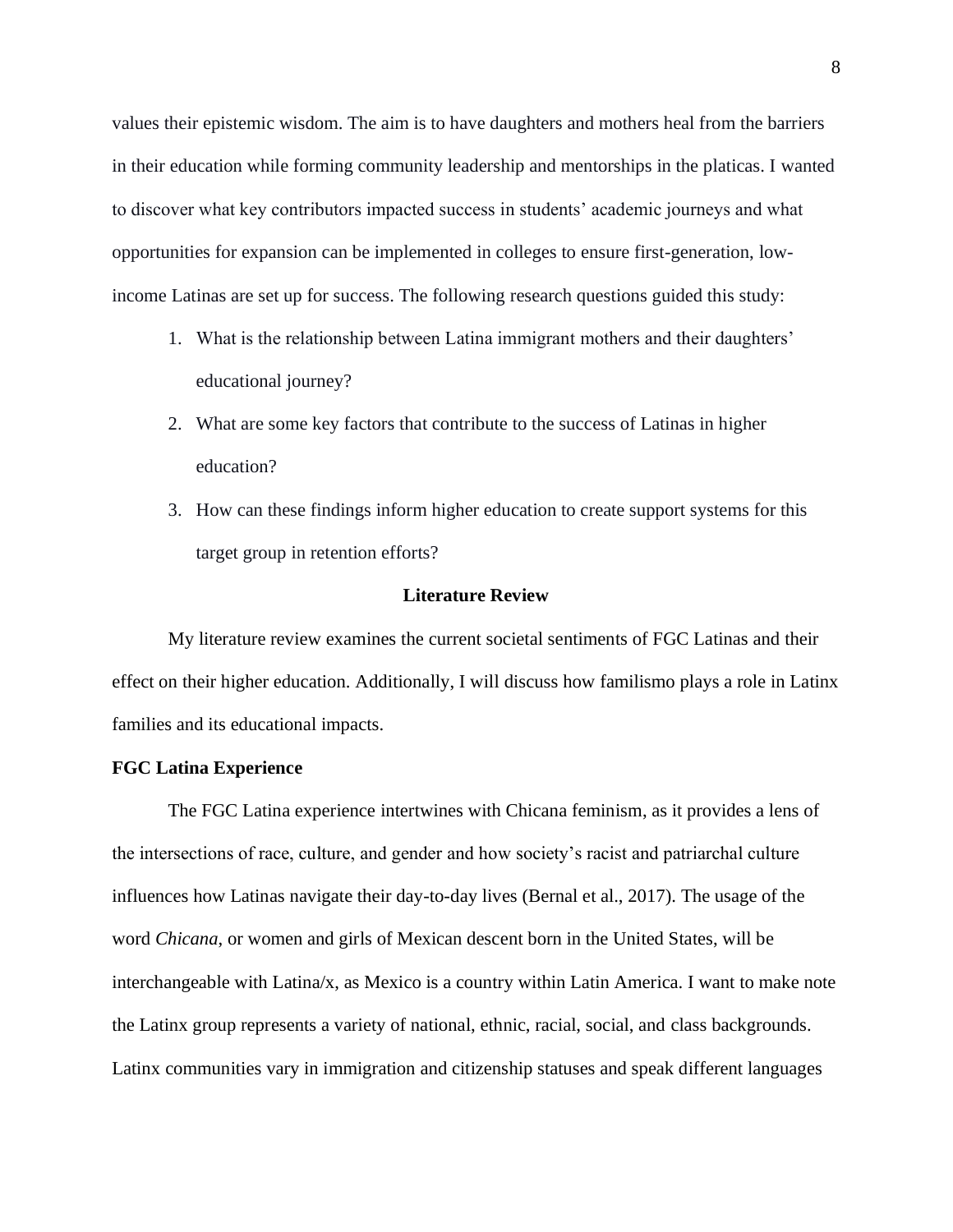values their epistemic wisdom. The aim is to have daughters and mothers heal from the barriers in their education while forming community leadership and mentorships in the platicas. I wanted to discover what key contributors impacted success in students' academic journeys and what opportunities for expansion can be implemented in colleges to ensure first-generation, low-income Latinas are set up for success. The following research questions guided this study:

1. What is the relationship between Latina immigrant mothers and their daughters' educational journey?
2. What are some key factors that contribute to the success of Latinas in higher education?
3. How can these findings inform higher education to create support systems for this target group in retention efforts?

## Literature Review

My literature review examines the current societal sentiments of FGC Latinas and their effect on their higher education. Additionally, I will discuss how familismo plays a role in Latinx families and its educational impacts.

### FGC Latina Experience

The FGC Latina experience intertwines with Chicana feminism, as it provides a lens of the intersections of race, culture, and gender and how society's racist and patriarchal culture influences how Latinas navigate their day-to-day lives (Bernal et al., 2017). The usage of the word *Chicana*, or women and girls of Mexican descent born in the United States, will be interchangeable with Latina/x, as Mexico is a country within Latin America. I want to make note the Latinx group represents a variety of national, ethnic, racial, social, and class backgrounds. Latinx communities vary in immigration and citizenship statuses and speak different languages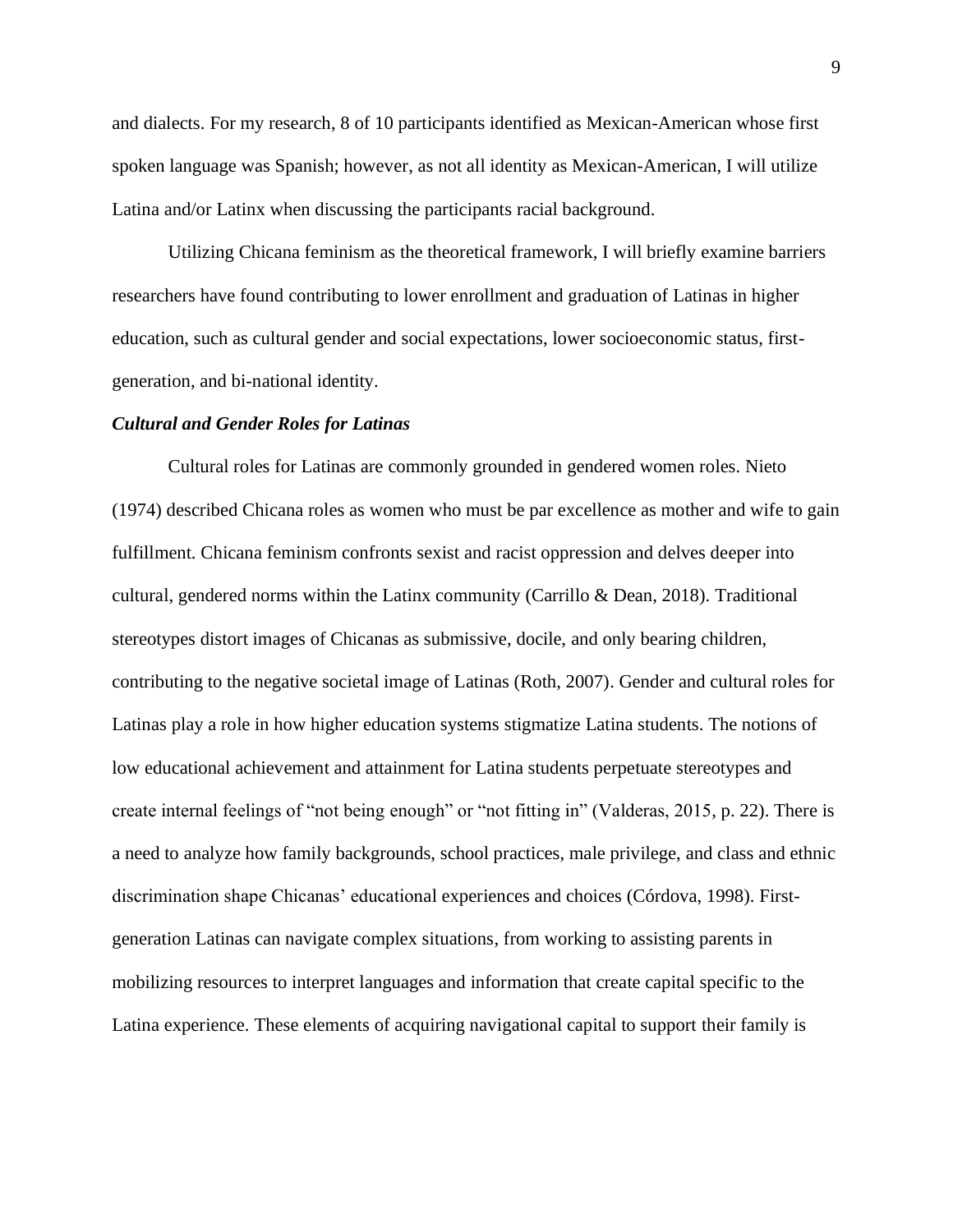and dialects. For my research, 8 of 10 participants identified as Mexican-American whose first spoken language was Spanish; however, as not all identity as Mexican-American, I will utilize Latina and/or Latinx when discussing the participants racial background.

Utilizing Chicana feminism as the theoretical framework, I will briefly examine barriers researchers have found contributing to lower enrollment and graduation of Latinas in higher education, such as cultural gender and social expectations, lower socioeconomic status, first-generation, and bi-national identity.

### *Cultural and Gender Roles for Latinas*

Cultural roles for Latinas are commonly grounded in gendered women roles. Nieto (1974) described Chicana roles as women who must be par excellence as mother and wife to gain fulfillment. Chicana feminism confronts sexist and racist oppression and delves deeper into cultural, gendered norms within the Latinx community (Carrillo & Dean, 2018). Traditional stereotypes distort images of Chicanas as submissive, docile, and only bearing children, contributing to the negative societal image of Latinas (Roth, 2007). Gender and cultural roles for Latinas play a role in how higher education systems stigmatize Latina students. The notions of low educational achievement and attainment for Latina students perpetuate stereotypes and create internal feelings of "not being enough" or "not fitting in" (Valderas, 2015, p. 22). There is a need to analyze how family backgrounds, school practices, male privilege, and class and ethnic discrimination shape Chicanas' educational experiences and choices (Córdova, 1998). First-generation Latinas can navigate complex situations, from working to assisting parents in mobilizing resources to interpret languages and information that create capital specific to the Latina experience. These elements of acquiring navigational capital to support their family is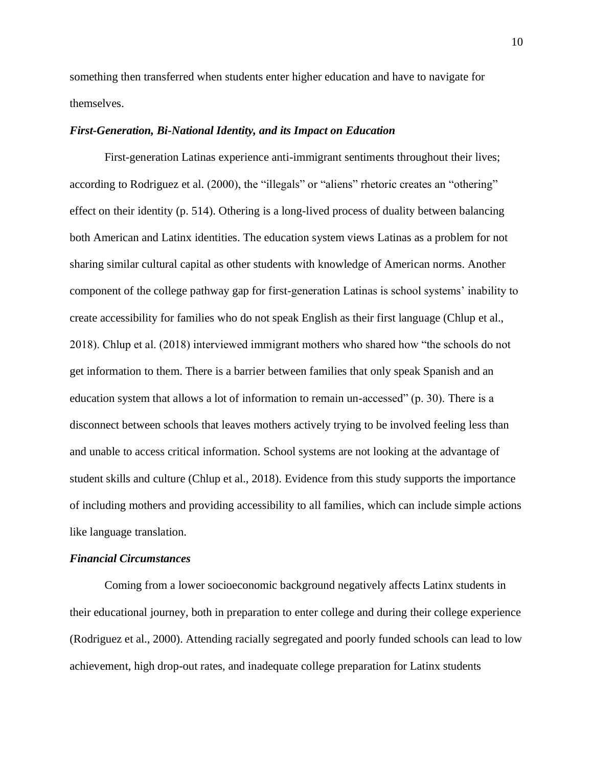something then transferred when students enter higher education and have to navigate for themselves.

### *First-Generation, Bi-National Identity, and its Impact on Education*

First-generation Latinas experience anti-immigrant sentiments throughout their lives; according to Rodriguez et al. (2000), the "illegals" or "aliens" rhetoric creates an "othering" effect on their identity (p. 514). Othering is a long-lived process of duality between balancing both American and Latinx identities. The education system views Latinas as a problem for not sharing similar cultural capital as other students with knowledge of American norms. Another component of the college pathway gap for first-generation Latinas is school systems' inability to create accessibility for families who do not speak English as their first language (Chlup et al., 2018). Chlup et al. (2018) interviewed immigrant mothers who shared how "the schools do not get information to them. There is a barrier between families that only speak Spanish and an education system that allows a lot of information to remain un-accessed" (p. 30). There is a disconnect between schools that leaves mothers actively trying to be involved feeling less than and unable to access critical information. School systems are not looking at the advantage of student skills and culture (Chlup et al., 2018). Evidence from this study supports the importance of including mothers and providing accessibility to all families, which can include simple actions like language translation.

### *Financial Circumstances*

Coming from a lower socioeconomic background negatively affects Latinx students in their educational journey, both in preparation to enter college and during their college experience (Rodriguez et al., 2000). Attending racially segregated and poorly funded schools can lead to low achievement, high drop-out rates, and inadequate college preparation for Latinx students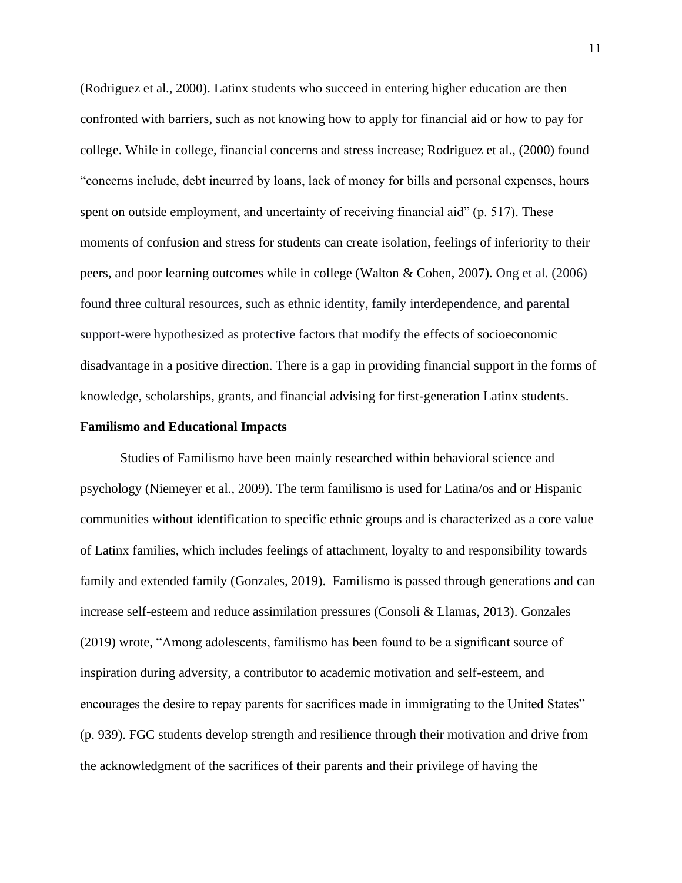(Rodriguez et al., 2000). Latinx students who succeed in entering higher education are then confronted with barriers, such as not knowing how to apply for financial aid or how to pay for college. While in college, financial concerns and stress increase; Rodriguez et al., (2000) found "concerns include, debt incurred by loans, lack of money for bills and personal expenses, hours spent on outside employment, and uncertainty of receiving financial aid" (p. 517). These moments of confusion and stress for students can create isolation, feelings of inferiority to their peers, and poor learning outcomes while in college (Walton & Cohen, 2007). Ong et al. (2006) found three cultural resources, such as ethnic identity, family interdependence, and parental support-were hypothesized as protective factors that modify the effects of socioeconomic disadvantage in a positive direction. There is a gap in providing financial support in the forms of knowledge, scholarships, grants, and financial advising for first-generation Latinx students.

**Familismo and Educational Impacts**

Studies of Familismo have been mainly researched within behavioral science and psychology (Niemeyer et al., 2009). The term familismo is used for Latina/os and or Hispanic communities without identification to specific ethnic groups and is characterized as a core value of Latinx families, which includes feelings of attachment, loyalty to and responsibility towards family and extended family (Gonzales, 2019). Familismo is passed through generations and can increase self-esteem and reduce assimilation pressures (Consoli & Llamas, 2013). Gonzales (2019) wrote, "Among adolescents, familismo has been found to be a significant source of inspiration during adversity, a contributor to academic motivation and self-esteem, and encourages the desire to repay parents for sacrifices made in immigrating to the United States" (p. 939). FGC students develop strength and resilience through their motivation and drive from the acknowledgment of the sacrifices of their parents and their privilege of having the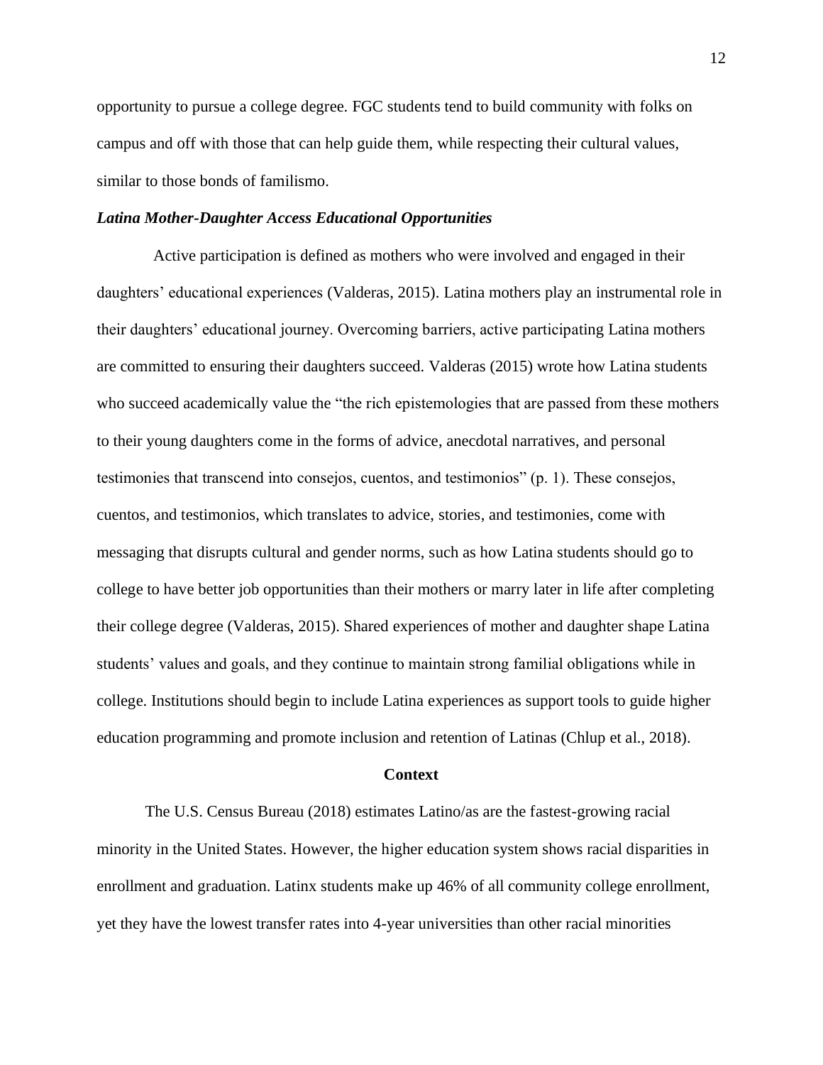opportunity to pursue a college degree. FGC students tend to build community with folks on campus and off with those that can help guide them, while respecting their cultural values, similar to those bonds of familismo.

### *Latina Mother-Daughter Access Educational Opportunities*

Active participation is defined as mothers who were involved and engaged in their daughters' educational experiences (Valderas, 2015). Latina mothers play an instrumental role in their daughters' educational journey. Overcoming barriers, active participating Latina mothers are committed to ensuring their daughters succeed. Valderas (2015) wrote how Latina students who succeed academically value the "the rich epistemologies that are passed from these mothers to their young daughters come in the forms of advice, anecdotal narratives, and personal testimonies that transcend into consejos, cuentos, and testimonios" (p. 1). These consejos, cuentos, and testimonios, which translates to advice, stories, and testimonies, come with messaging that disrupts cultural and gender norms, such as how Latina students should go to college to have better job opportunities than their mothers or marry later in life after completing their college degree (Valderas, 2015). Shared experiences of mother and daughter shape Latina students' values and goals, and they continue to maintain strong familial obligations while in college. Institutions should begin to include Latina experiences as support tools to guide higher education programming and promote inclusion and retention of Latinas (Chlup et al., 2018).

## Context

The U.S. Census Bureau (2018) estimates Latino/as are the fastest-growing racial minority in the United States. However, the higher education system shows racial disparities in enrollment and graduation. Latinx students make up 46% of all community college enrollment, yet they have the lowest transfer rates into 4-year universities than other racial minorities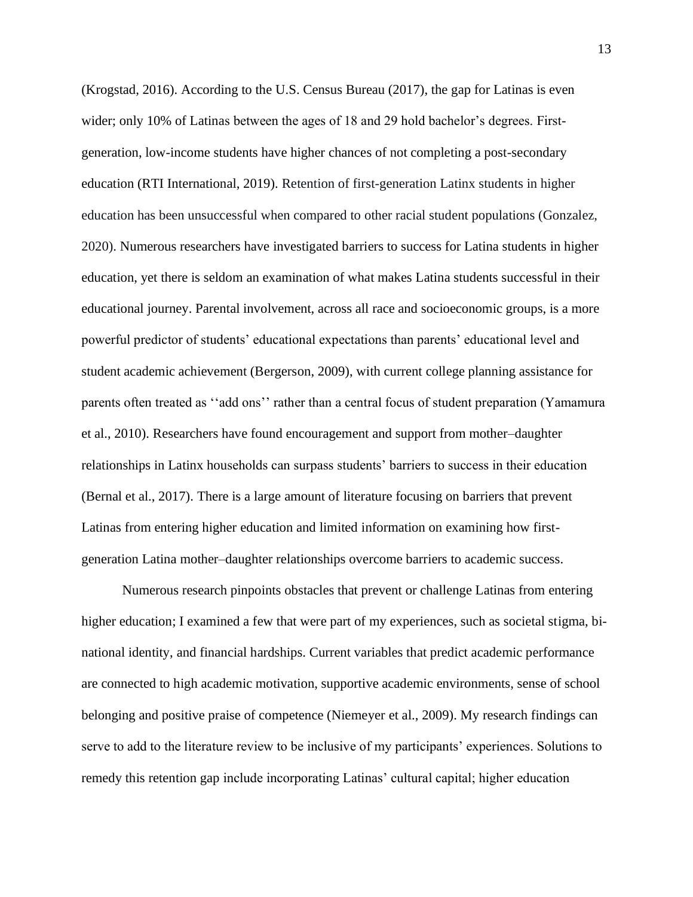(Krogstad, 2016). According to the U.S. Census Bureau (2017), the gap for Latinas is even wider; only 10% of Latinas between the ages of 18 and 29 hold bachelor's degrees. First-generation, low-income students have higher chances of not completing a post-secondary education (RTI International, 2019). Retention of first-generation Latinx students in higher education has been unsuccessful when compared to other racial student populations (Gonzalez, 2020). Numerous researchers have investigated barriers to success for Latina students in higher education, yet there is seldom an examination of what makes Latina students successful in their educational journey. Parental involvement, across all race and socioeconomic groups, is a more powerful predictor of students' educational expectations than parents' educational level and student academic achievement (Bergerson, 2009), with current college planning assistance for parents often treated as ''add ons'' rather than a central focus of student preparation (Yamamura et al., 2010). Researchers have found encouragement and support from mother–daughter relationships in Latinx households can surpass students' barriers to success in their education (Bernal et al., 2017). There is a large amount of literature focusing on barriers that prevent Latinas from entering higher education and limited information on examining how first-generation Latina mother–daughter relationships overcome barriers to academic success.

Numerous research pinpoints obstacles that prevent or challenge Latinas from entering higher education; I examined a few that were part of my experiences, such as societal stigma, bi-national identity, and financial hardships. Current variables that predict academic performance are connected to high academic motivation, supportive academic environments, sense of school belonging and positive praise of competence (Niemeyer et al., 2009). My research findings can serve to add to the literature review to be inclusive of my participants' experiences. Solutions to remedy this retention gap include incorporating Latinas' cultural capital; higher education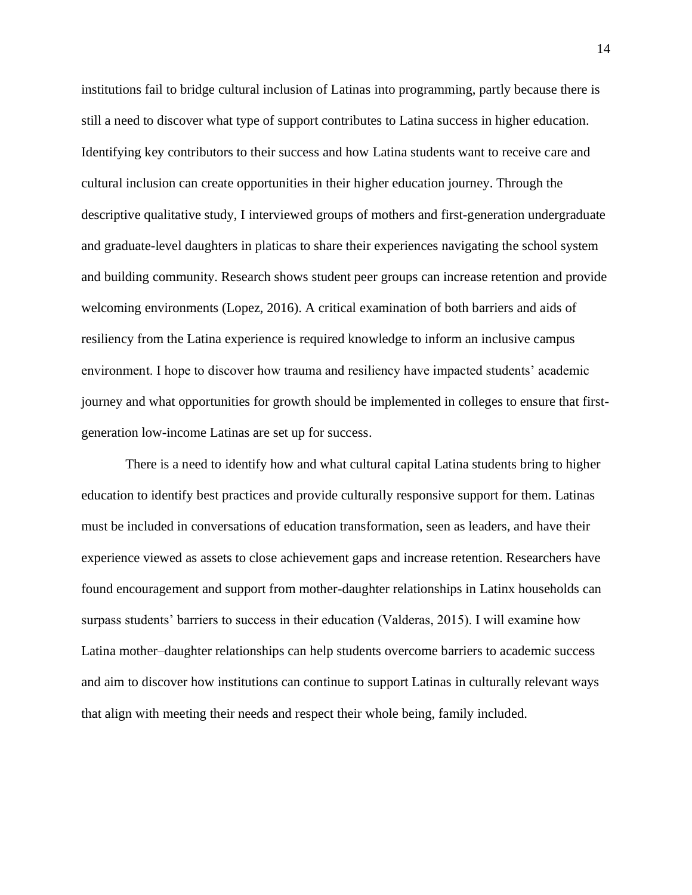institutions fail to bridge cultural inclusion of Latinas into programming, partly because there is still a need to discover what type of support contributes to Latina success in higher education. Identifying key contributors to their success and how Latina students want to receive care and cultural inclusion can create opportunities in their higher education journey. Through the descriptive qualitative study, I interviewed groups of mothers and first-generation undergraduate and graduate-level daughters in platicas to share their experiences navigating the school system and building community. Research shows student peer groups can increase retention and provide welcoming environments (Lopez, 2016). A critical examination of both barriers and aids of resiliency from the Latina experience is required knowledge to inform an inclusive campus environment. I hope to discover how trauma and resiliency have impacted students' academic journey and what opportunities for growth should be implemented in colleges to ensure that first-generation low-income Latinas are set up for success.

There is a need to identify how and what cultural capital Latina students bring to higher education to identify best practices and provide culturally responsive support for them. Latinas must be included in conversations of education transformation, seen as leaders, and have their experience viewed as assets to close achievement gaps and increase retention. Researchers have found encouragement and support from mother-daughter relationships in Latinx households can surpass students' barriers to success in their education (Valderas, 2015). I will examine how Latina mother–daughter relationships can help students overcome barriers to academic success and aim to discover how institutions can continue to support Latinas in culturally relevant ways that align with meeting their needs and respect their whole being, family included.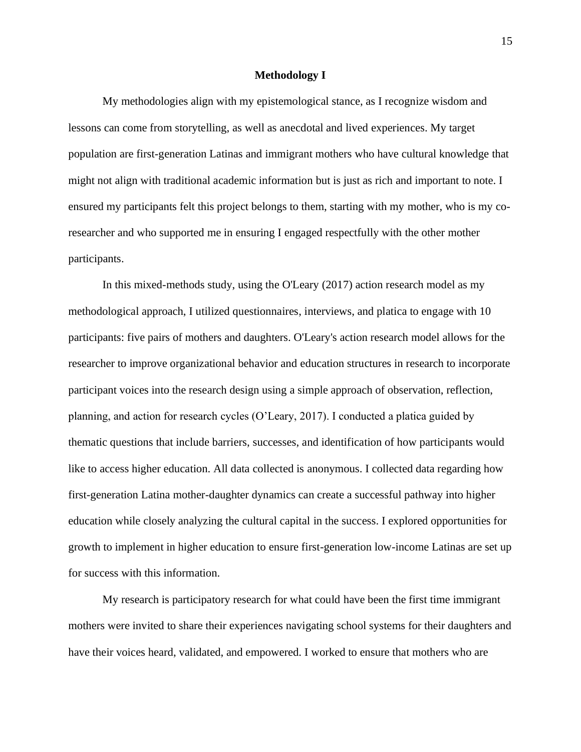## Methodology I

My methodologies align with my epistemological stance, as I recognize wisdom and lessons can come from storytelling, as well as anecdotal and lived experiences. My target population are first-generation Latinas and immigrant mothers who have cultural knowledge that might not align with traditional academic information but is just as rich and important to note. I ensured my participants felt this project belongs to them, starting with my mother, who is my co-researcher and who supported me in ensuring I engaged respectfully with the other mother participants.

In this mixed-methods study, using the O'Leary (2017) action research model as my methodological approach, I utilized questionnaires, interviews, and platica to engage with 10 participants: five pairs of mothers and daughters. O'Leary's action research model allows for the researcher to improve organizational behavior and education structures in research to incorporate participant voices into the research design using a simple approach of observation, reflection, planning, and action for research cycles (O'Leary, 2017). I conducted a platica guided by thematic questions that include barriers, successes, and identification of how participants would like to access higher education. All data collected is anonymous. I collected data regarding how first-generation Latina mother-daughter dynamics can create a successful pathway into higher education while closely analyzing the cultural capital in the success. I explored opportunities for growth to implement in higher education to ensure first-generation low-income Latinas are set up for success with this information.

My research is participatory research for what could have been the first time immigrant mothers were invited to share their experiences navigating school systems for their daughters and have their voices heard, validated, and empowered. I worked to ensure that mothers who are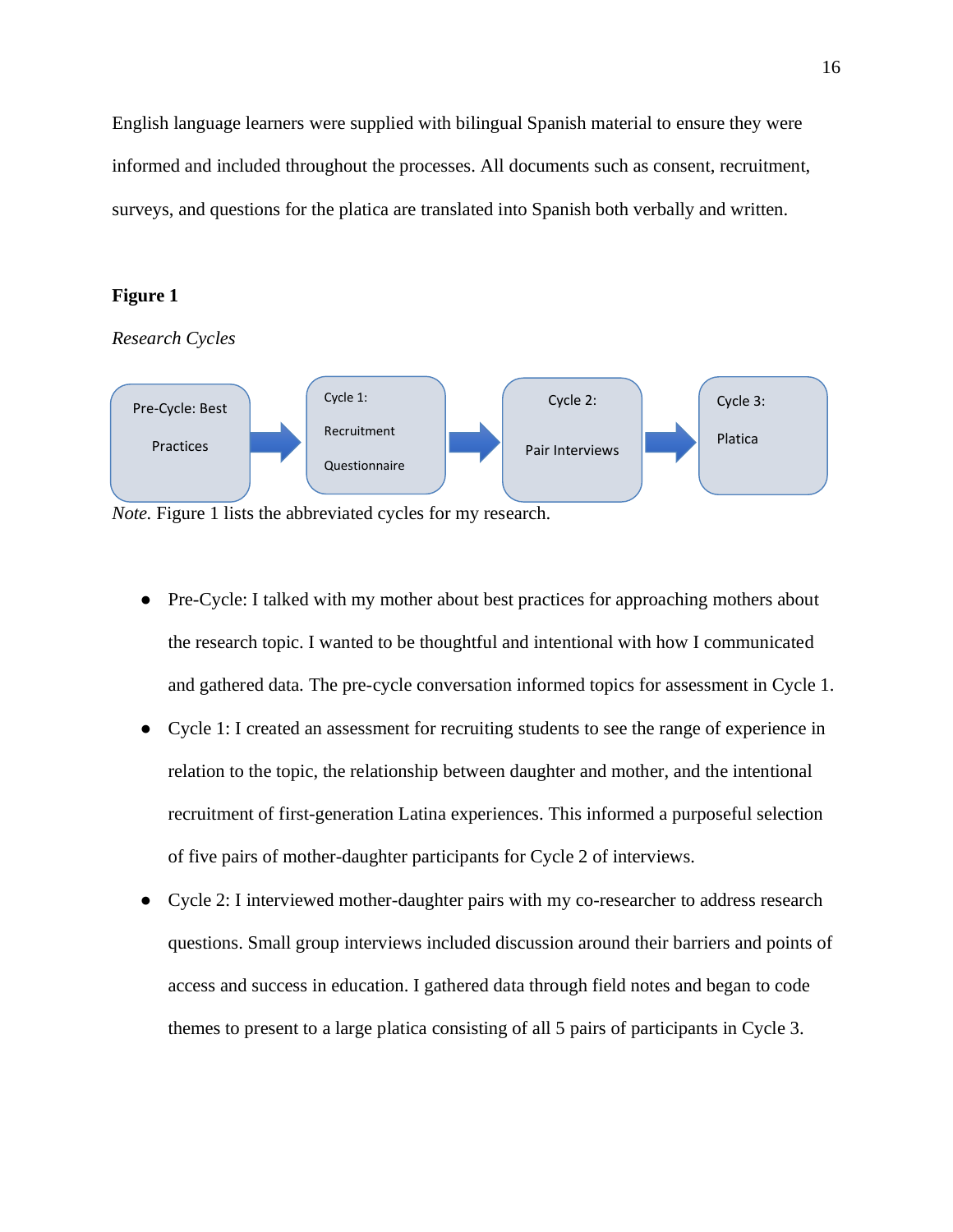English language learners were supplied with bilingual Spanish material to ensure they were informed and included throughout the processes. All documents such as consent, recruitment, surveys, and questions for the platica are translated into Spanish both verbally and written.

**Figure 1**

*Research Cycles*

Pre-Cycle: Best Practices → Cycle 1: Recruitment Questionnaire → Cycle 2: Pair Interviews → Cycle 3: Platica

*Note.* Figure 1 lists the abbreviated cycles for my research.

- Pre-Cycle: I talked with my mother about best practices for approaching mothers about the research topic. I wanted to be thoughtful and intentional with how I communicated and gathered data. The pre-cycle conversation informed topics for assessment in Cycle 1.
- Cycle 1: I created an assessment for recruiting students to see the range of experience in relation to the topic, the relationship between daughter and mother, and the intentional recruitment of first-generation Latina experiences. This informed a purposeful selection of five pairs of mother-daughter participants for Cycle 2 of interviews.
- Cycle 2: I interviewed mother-daughter pairs with my co-researcher to address research questions. Small group interviews included discussion around their barriers and points of access and success in education. I gathered data through field notes and began to code themes to present to a large platica consisting of all 5 pairs of participants in Cycle 3.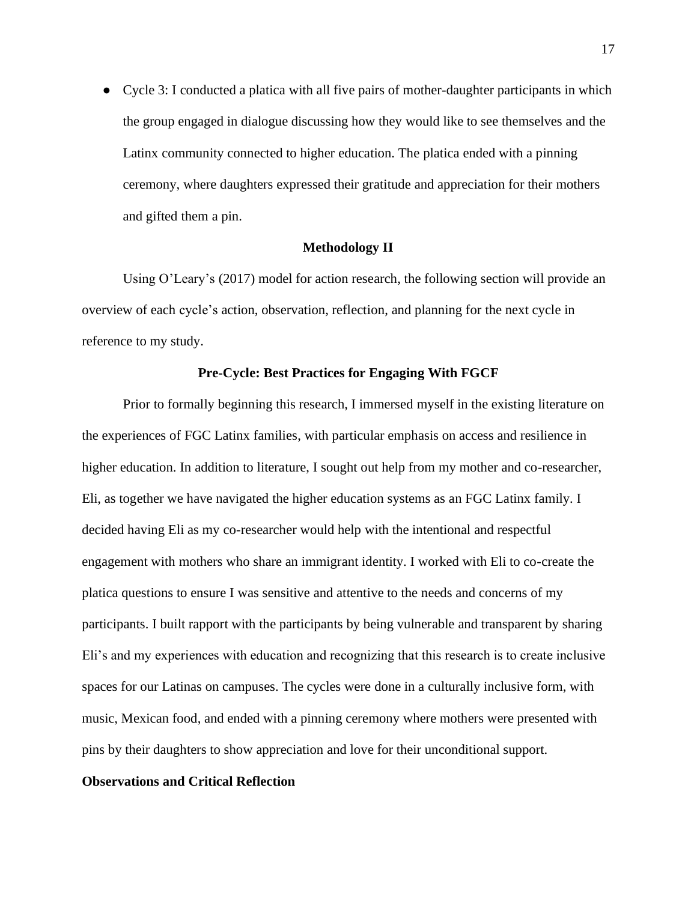- Cycle 3: I conducted a platica with all five pairs of mother-daughter participants in which the group engaged in dialogue discussing how they would like to see themselves and the Latinx community connected to higher education. The platica ended with a pinning ceremony, where daughters expressed their gratitude and appreciation for their mothers and gifted them a pin.

## Methodology II

Using O'Leary's (2017) model for action research, the following section will provide an overview of each cycle's action, observation, reflection, and planning for the next cycle in reference to my study.

### Pre-Cycle: Best Practices for Engaging With FGCF

Prior to formally beginning this research, I immersed myself in the existing literature on the experiences of FGC Latinx families, with particular emphasis on access and resilience in higher education. In addition to literature, I sought out help from my mother and co-researcher, Eli, as together we have navigated the higher education systems as an FGC Latinx family. I decided having Eli as my co-researcher would help with the intentional and respectful engagement with mothers who share an immigrant identity. I worked with Eli to co-create the platica questions to ensure I was sensitive and attentive to the needs and concerns of my participants. I built rapport with the participants by being vulnerable and transparent by sharing Eli's and my experiences with education and recognizing that this research is to create inclusive spaces for our Latinas on campuses. The cycles were done in a culturally inclusive form, with music, Mexican food, and ended with a pinning ceremony where mothers were presented with pins by their daughters to show appreciation and love for their unconditional support.

#### Observations and Critical Reflection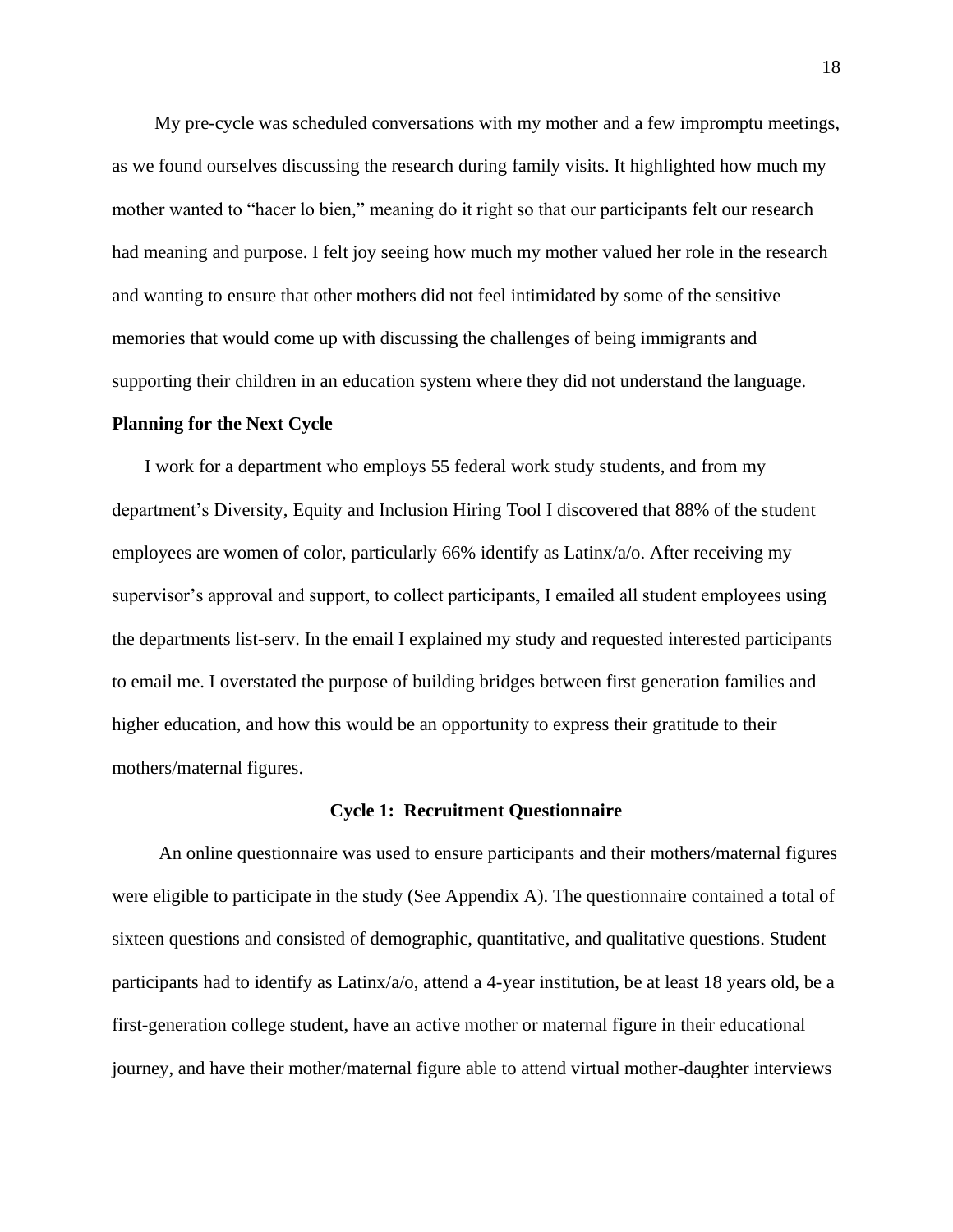My pre-cycle was scheduled conversations with my mother and a few impromptu meetings, as we found ourselves discussing the research during family visits. It highlighted how much my mother wanted to "hacer lo bien," meaning do it right so that our participants felt our research had meaning and purpose. I felt joy seeing how much my mother valued her role in the research and wanting to ensure that other mothers did not feel intimidated by some of the sensitive memories that would come up with discussing the challenges of being immigrants and supporting their children in an education system where they did not understand the language.

**Planning for the Next Cycle**

I work for a department who employs 55 federal work study students, and from my department's Diversity, Equity and Inclusion Hiring Tool I discovered that 88% of the student employees are women of color, particularly 66% identify as Latinx/a/o. After receiving my supervisor's approval and support, to collect participants, I emailed all student employees using the departments list-serv. In the email I explained my study and requested interested participants to email me. I overstated the purpose of building bridges between first generation families and higher education, and how this would be an opportunity to express their gratitude to their mothers/maternal figures.

## Cycle 1: Recruitment Questionnaire

An online questionnaire was used to ensure participants and their mothers/maternal figures were eligible to participate in the study (See Appendix A). The questionnaire contained a total of sixteen questions and consisted of demographic, quantitative, and qualitative questions. Student participants had to identify as Latinx/a/o, attend a 4-year institution, be at least 18 years old, be a first-generation college student, have an active mother or maternal figure in their educational journey, and have their mother/maternal figure able to attend virtual mother-daughter interviews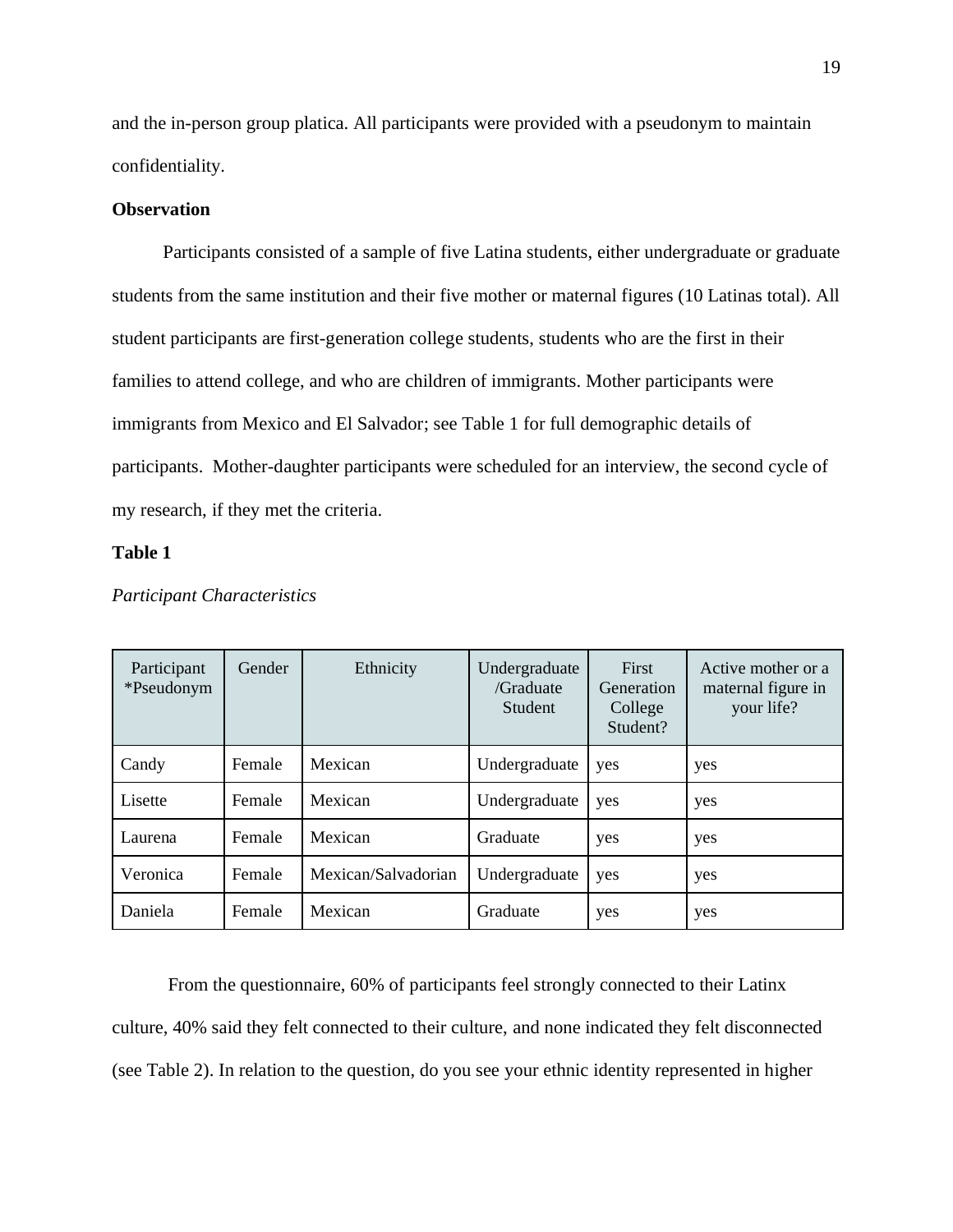and the in-person group platica. All participants were provided with a pseudonym to maintain confidentiality.

**Observation**

Participants consisted of a sample of five Latina students, either undergraduate or graduate students from the same institution and their five mother or maternal figures (10 Latinas total). All student participants are first-generation college students, students who are the first in their families to attend college, and who are children of immigrants. Mother participants were immigrants from Mexico and El Salvador; see Table 1 for full demographic details of participants. Mother-daughter participants were scheduled for an interview, the second cycle of my research, if they met the criteria.

**Table 1**

*Participant Characteristics*

| Participant *Pseudonym | Gender | Ethnicity | Undergraduate /Graduate Student | First Generation College Student? | Active mother or a maternal figure in your life? |
|---|---|---|---|---|---|
| Candy | Female | Mexican | Undergraduate | yes | yes |
| Lisette | Female | Mexican | Undergraduate | yes | yes |
| Laurena | Female | Mexican | Graduate | yes | yes |
| Veronica | Female | Mexican/Salvadorian | Undergraduate | yes | yes |
| Daniela | Female | Mexican | Graduate | yes | yes |

From the questionnaire, 60% of participants feel strongly connected to their Latinx culture, 40% said they felt connected to their culture, and none indicated they felt disconnected (see Table 2). In relation to the question, do you see your ethnic identity represented in higher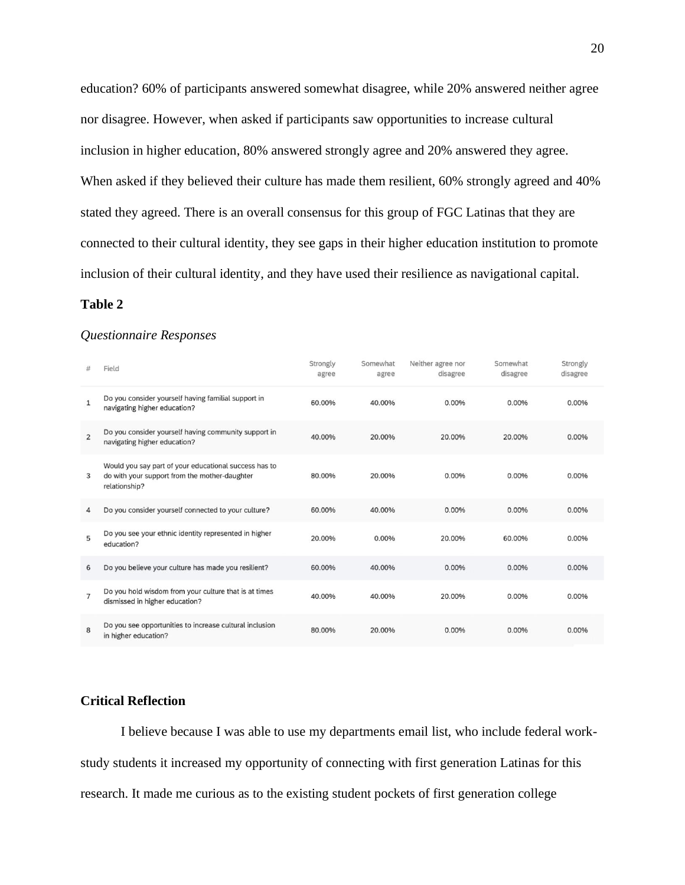education? 60% of participants answered somewhat disagree, while 20% answered neither agree nor disagree. However, when asked if participants saw opportunities to increase cultural inclusion in higher education, 80% answered strongly agree and 20% answered they agree. When asked if they believed their culture has made them resilient, 60% strongly agreed and 40% stated they agreed. There is an overall consensus for this group of FGC Latinas that they are connected to their cultural identity, they see gaps in their higher education institution to promote inclusion of their cultural identity, and they have used their resilience as navigational capital.

**Table 2**

*Questionnaire Responses*

| # | Field | Strongly agree | Somewhat agree | Neither agree nor disagree | Somewhat disagree | Strongly disagree |
|---|---|---|---|---|---|---|
| 1 | Do you consider yourself having familial support in navigating higher education? | 60.00% | 40.00% | 0.00% | 0.00% | 0.00% |
| 2 | Do you consider yourself having community support in navigating higher education? | 40.00% | 20.00% | 20.00% | 20.00% | 0.00% |
| 3 | Would you say part of your educational success has to do with your support from the mother-daughter relationship? | 80.00% | 20.00% | 0.00% | 0.00% | 0.00% |
| 4 | Do you consider yourself connected to your culture? | 60.00% | 40.00% | 0.00% | 0.00% | 0.00% |
| 5 | Do you see your ethnic identity represented in higher education? | 20.00% | 0.00% | 20.00% | 60.00% | 0.00% |
| 6 | Do you believe your culture has made you resilient? | 60.00% | 40.00% | 0.00% | 0.00% | 0.00% |
| 7 | Do you hold wisdom from your culture that is at times dismissed in higher education? | 40.00% | 40.00% | 20.00% | 0.00% | 0.00% |
| 8 | Do you see opportunities to increase cultural inclusion in higher education? | 80.00% | 20.00% | 0.00% | 0.00% | 0.00% |

**Critical Reflection**

I believe because I was able to use my departments email list, who include federal work-study students it increased my opportunity of connecting with first generation Latinas for this research. It made me curious as to the existing student pockets of first generation college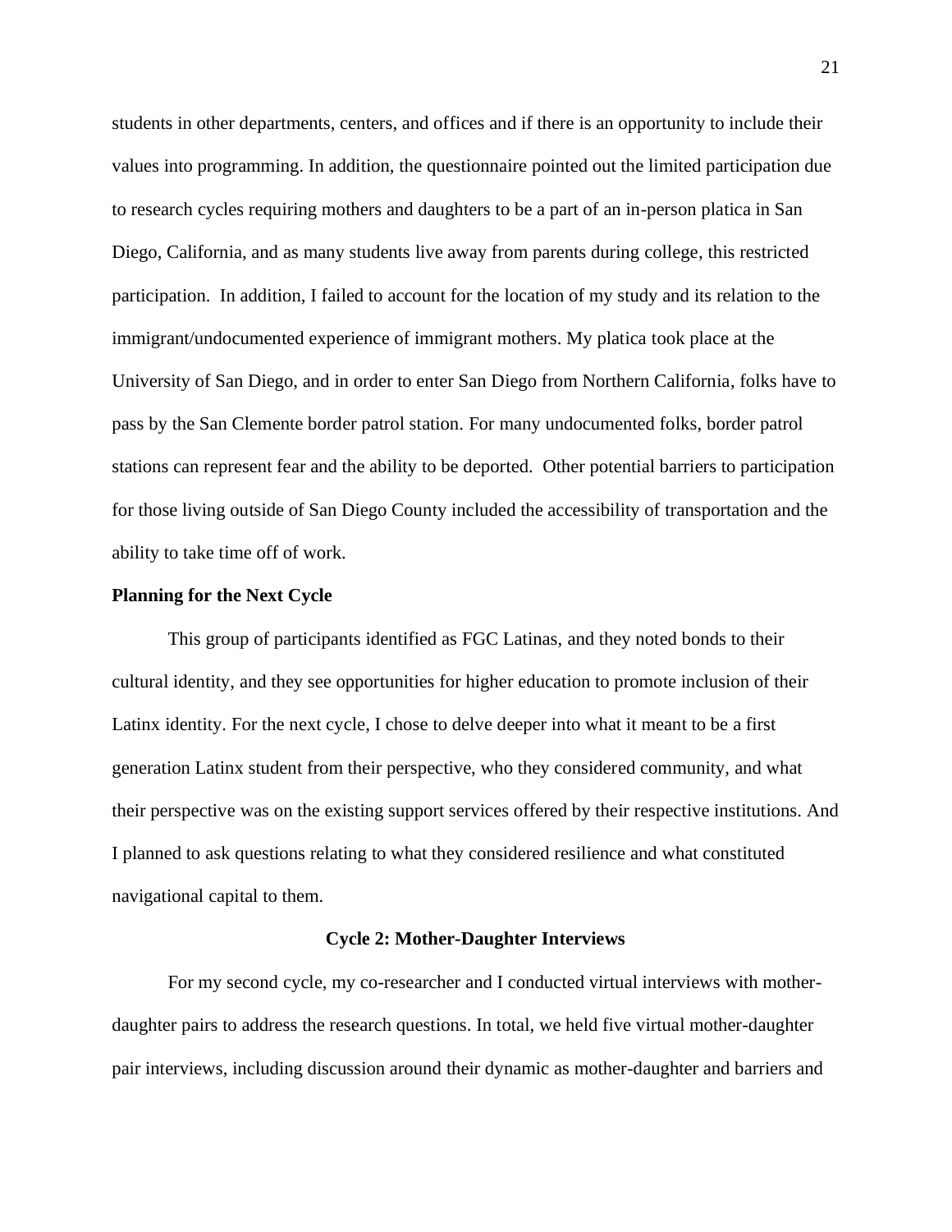students in other departments, centers, and offices and if there is an opportunity to include their values into programming. In addition, the questionnaire pointed out the limited participation due to research cycles requiring mothers and daughters to be a part of an in-person platica in San Diego, California, and as many students live away from parents during college, this restricted participation. In addition, I failed to account for the location of my study and its relation to the immigrant/undocumented experience of immigrant mothers. My platica took place at the University of San Diego, and in order to enter San Diego from Northern California, folks have to pass by the San Clemente border patrol station. For many undocumented folks, border patrol stations can represent fear and the ability to be deported. Other potential barriers to participation for those living outside of San Diego County included the accessibility of transportation and the ability to take time off of work.

**Planning for the Next Cycle**

This group of participants identified as FGC Latinas, and they noted bonds to their cultural identity, and they see opportunities for higher education to promote inclusion of their Latinx identity. For the next cycle, I chose to delve deeper into what it meant to be a first generation Latinx student from their perspective, who they considered community, and what their perspective was on the existing support services offered by their respective institutions. And I planned to ask questions relating to what they considered resilience and what constituted navigational capital to them.

## Cycle 2: Mother-Daughter Interviews

For my second cycle, my co-researcher and I conducted virtual interviews with mother-daughter pairs to address the research questions. In total, we held five virtual mother-daughter pair interviews, including discussion around their dynamic as mother-daughter and barriers and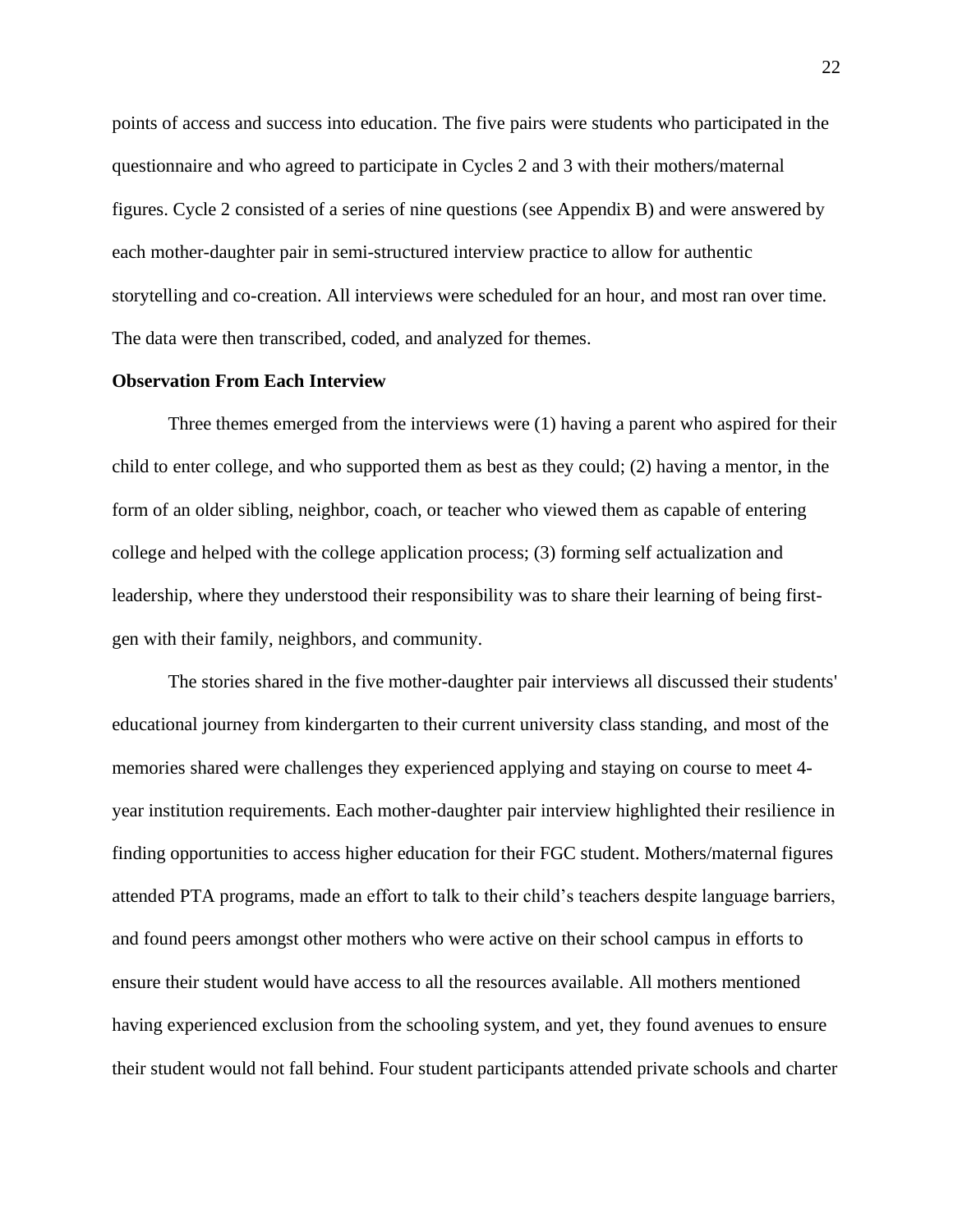points of access and success into education. The five pairs were students who participated in the questionnaire and who agreed to participate in Cycles 2 and 3 with their mothers/maternal figures. Cycle 2 consisted of a series of nine questions (see Appendix B) and were answered by each mother-daughter pair in semi-structured interview practice to allow for authentic storytelling and co-creation. All interviews were scheduled for an hour, and most ran over time. The data were then transcribed, coded, and analyzed for themes.

**Observation From Each Interview**

Three themes emerged from the interviews were (1) having a parent who aspired for their child to enter college, and who supported them as best as they could; (2) having a mentor, in the form of an older sibling, neighbor, coach, or teacher who viewed them as capable of entering college and helped with the college application process; (3) forming self actualization and leadership, where they understood their responsibility was to share their learning of being first-gen with their family, neighbors, and community.

The stories shared in the five mother-daughter pair interviews all discussed their students' educational journey from kindergarten to their current university class standing, and most of the memories shared were challenges they experienced applying and staying on course to meet 4-year institution requirements. Each mother-daughter pair interview highlighted their resilience in finding opportunities to access higher education for their FGC student. Mothers/maternal figures attended PTA programs, made an effort to talk to their child's teachers despite language barriers, and found peers amongst other mothers who were active on their school campus in efforts to ensure their student would have access to all the resources available. All mothers mentioned having experienced exclusion from the schooling system, and yet, they found avenues to ensure their student would not fall behind. Four student participants attended private schools and charter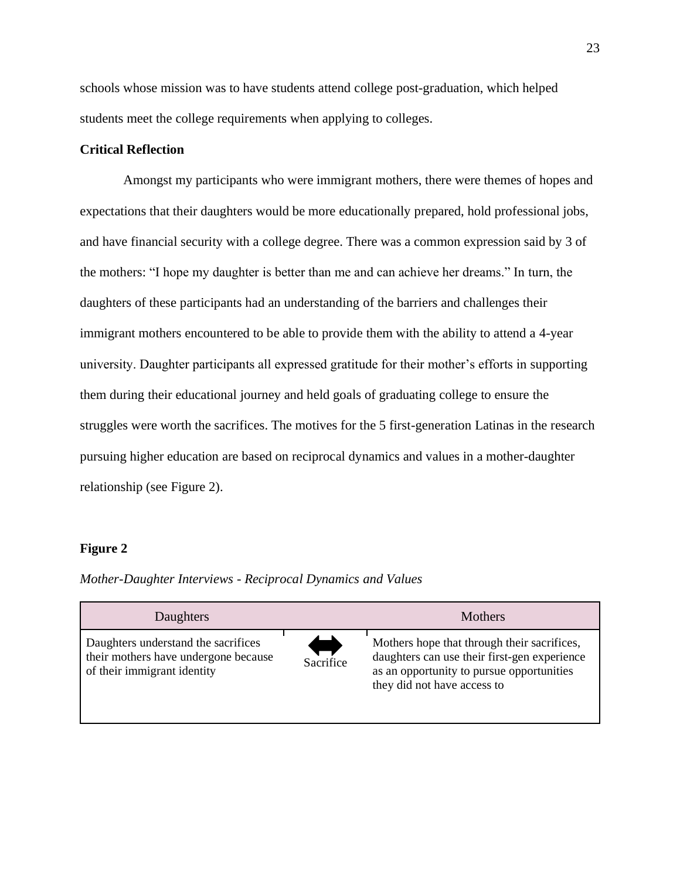schools whose mission was to have students attend college post-graduation, which helped students meet the college requirements when applying to colleges.

**Critical Reflection**

Amongst my participants who were immigrant mothers, there were themes of hopes and expectations that their daughters would be more educationally prepared, hold professional jobs, and have financial security with a college degree. There was a common expression said by 3 of the mothers: "I hope my daughter is better than me and can achieve her dreams." In turn, the daughters of these participants had an understanding of the barriers and challenges their immigrant mothers encountered to be able to provide them with the ability to attend a 4-year university. Daughter participants all expressed gratitude for their mother's efforts in supporting them during their educational journey and held goals of graduating college to ensure the struggles were worth the sacrifices. The motives for the 5 first-generation Latinas in the research pursuing higher education are based on reciprocal dynamics and values in a mother-daughter relationship (see Figure 2).

**Figure 2**

*Mother-Daughter Interviews - Reciprocal Dynamics and Values*

| Daughters | | Mothers |
|---|---|---|
| Daughters understand the sacrifices their mothers have undergone because of their immigrant identity | ⟷ Sacrifice | Mothers hope that through their sacrifices, daughters can use their first-gen experience as an opportunity to pursue opportunities they did not have access to |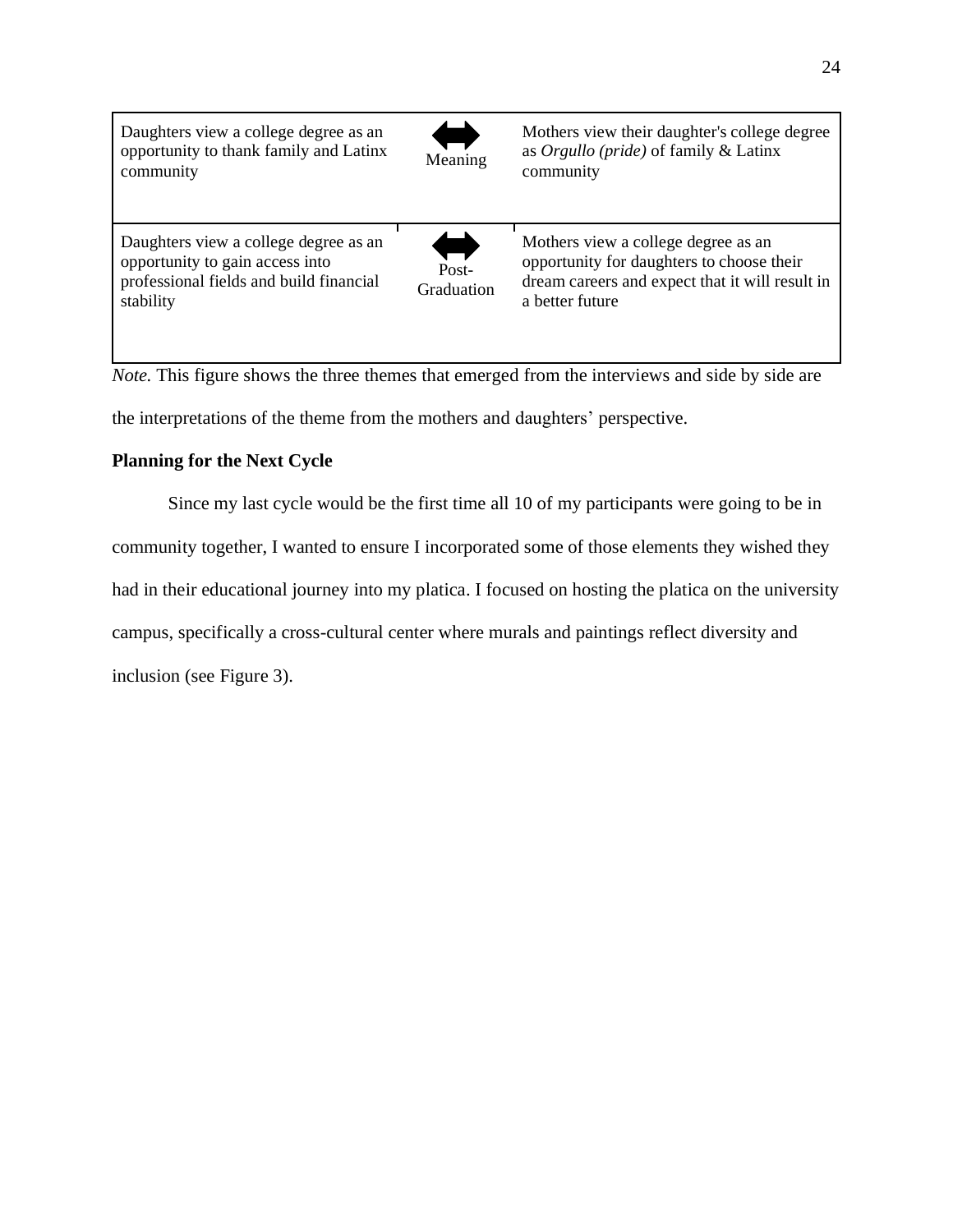| Daughters | | Mothers |
| --- | --- | --- |
| Daughters view a college degree as an opportunity to thank family and Latinx community | ⟷ Meaning | Mothers view their daughter's college degree as *Orgullo (pride)* of family & Latinx community |
| Daughters view a college degree as an opportunity to gain access into professional fields and build financial stability | ⟷ Post-Graduation | Mothers view a college degree as an opportunity for daughters to choose their dream careers and expect that it will result in a better future |

*Note.* This figure shows the three themes that emerged from the interviews and side by side are the interpretations of the theme from the mothers and daughters' perspective.

**Planning for the Next Cycle**

Since my last cycle would be the first time all 10 of my participants were going to be in community together, I wanted to ensure I incorporated some of those elements they wished they had in their educational journey into my platica. I focused on hosting the platica on the university campus, specifically a cross-cultural center where murals and paintings reflect diversity and inclusion (see Figure 3).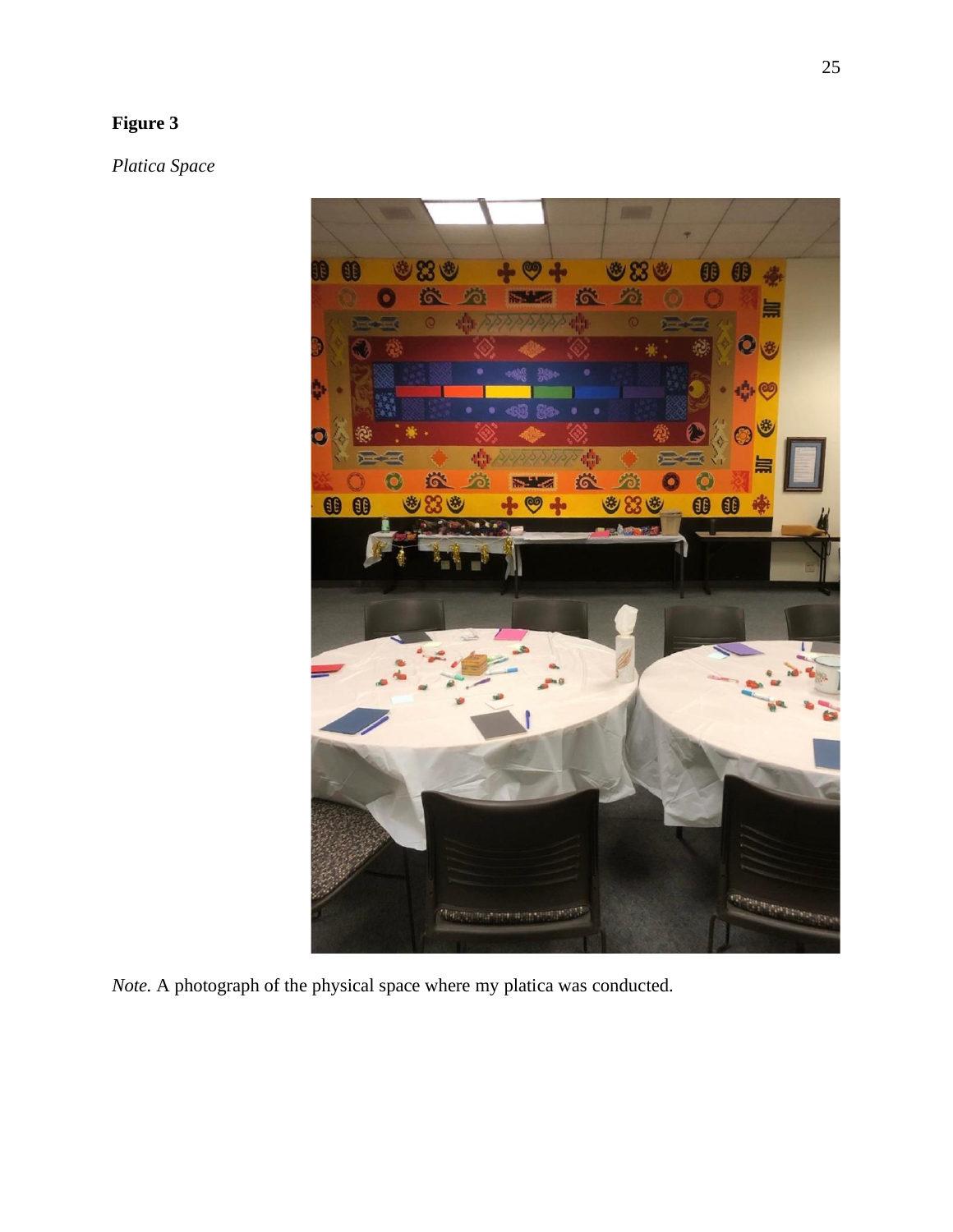**Figure 3**

*Platica Space*

*Note.* A photograph of the physical space where my platica was conducted.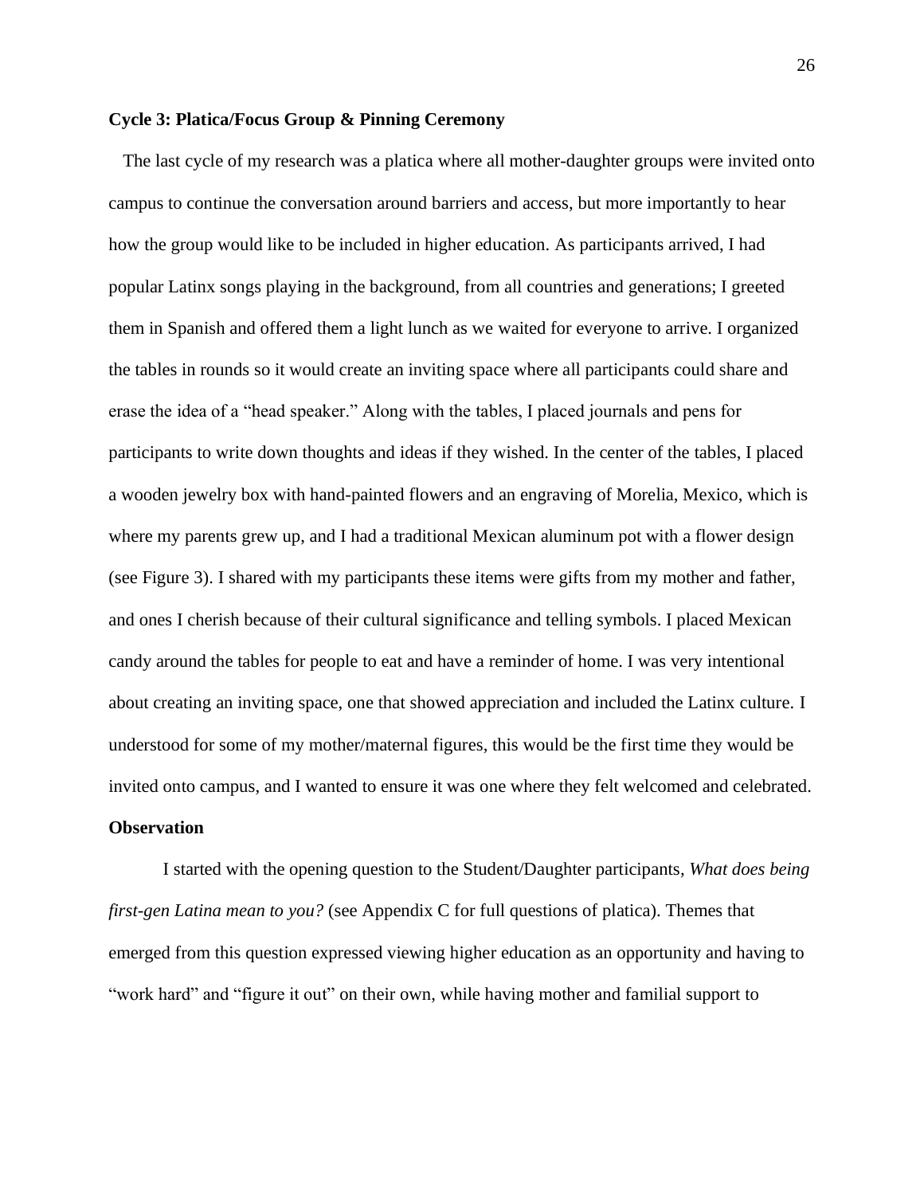**Cycle 3: Platica/Focus Group & Pinning Ceremony**

The last cycle of my research was a platica where all mother-daughter groups were invited onto campus to continue the conversation around barriers and access, but more importantly to hear how the group would like to be included in higher education. As participants arrived, I had popular Latinx songs playing in the background, from all countries and generations; I greeted them in Spanish and offered them a light lunch as we waited for everyone to arrive. I organized the tables in rounds so it would create an inviting space where all participants could share and erase the idea of a "head speaker." Along with the tables, I placed journals and pens for participants to write down thoughts and ideas if they wished. In the center of the tables, I placed a wooden jewelry box with hand-painted flowers and an engraving of Morelia, Mexico, which is where my parents grew up, and I had a traditional Mexican aluminum pot with a flower design (see Figure 3). I shared with my participants these items were gifts from my mother and father, and ones I cherish because of their cultural significance and telling symbols. I placed Mexican candy around the tables for people to eat and have a reminder of home. I was very intentional about creating an inviting space, one that showed appreciation and included the Latinx culture. I understood for some of my mother/maternal figures, this would be the first time they would be invited onto campus, and I wanted to ensure it was one where they felt welcomed and celebrated.

**Observation**

I started with the opening question to the Student/Daughter participants, *What does being first-gen Latina mean to you?* (see Appendix C for full questions of platica). Themes that emerged from this question expressed viewing higher education as an opportunity and having to "work hard" and "figure it out" on their own, while having mother and familial support to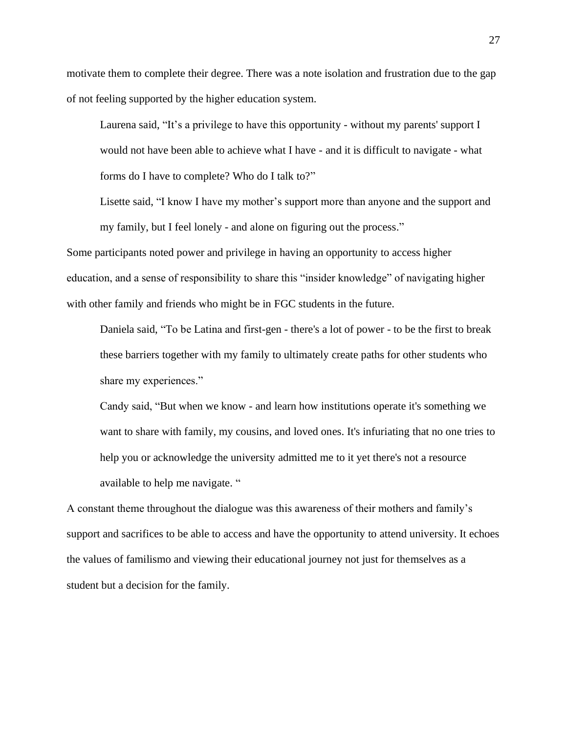motivate them to complete their degree. There was a note isolation and frustration due to the gap of not feeling supported by the higher education system.

> Laurena said, “It’s a privilege to have this opportunity - without my parents' support I would not have been able to achieve what I have - and it is difficult to navigate - what forms do I have to complete? Who do I talk to?”
>
> Lisette said, “I know I have my mother’s support more than anyone and the support and my family, but I feel lonely - and alone on figuring out the process.”

Some participants noted power and privilege in having an opportunity to access higher education, and a sense of responsibility to share this “insider knowledge” of navigating higher with other family and friends who might be in FGC students in the future.

> Daniela said, “To be Latina and first-gen - there's a lot of power - to be the first to break these barriers together with my family to ultimately create paths for other students who share my experiences.”
>
> Candy said, “But when we know - and learn how institutions operate it's something we want to share with family, my cousins, and loved ones. It's infuriating that no one tries to help you or acknowledge the university admitted me to it yet there's not a resource available to help me navigate. “

A constant theme throughout the dialogue was this awareness of their mothers and family’s support and sacrifices to be able to access and have the opportunity to attend university. It echoes the values of familismo and viewing their educational journey not just for themselves as a student but a decision for the family.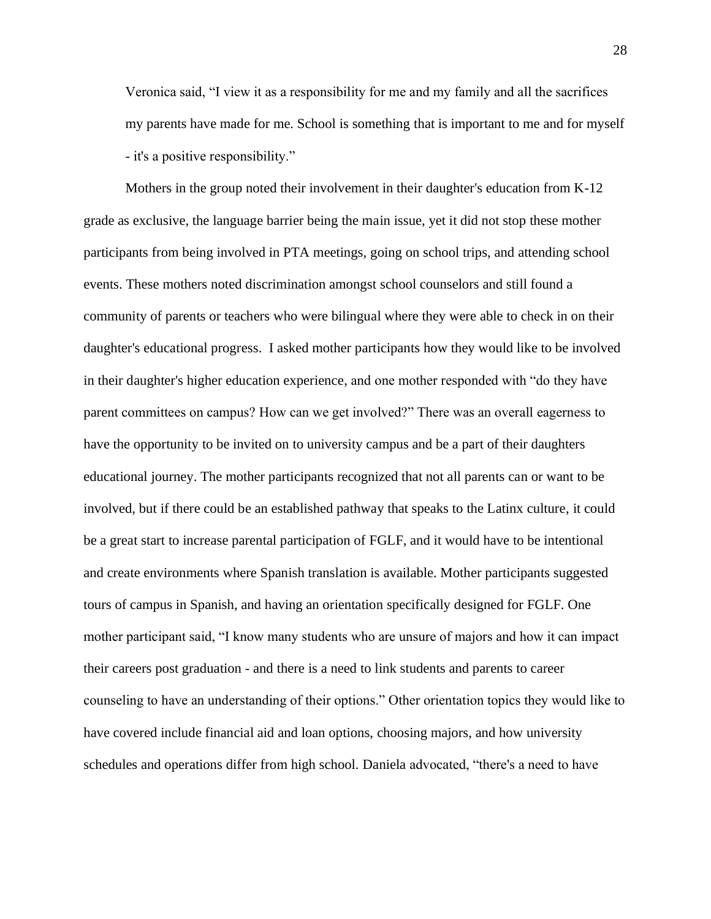> Veronica said, "I view it as a responsibility for me and my family and all the sacrifices my parents have made for me. School is something that is important to me and for myself - it's a positive responsibility."

Mothers in the group noted their involvement in their daughter's education from K-12 grade as exclusive, the language barrier being the main issue, yet it did not stop these mother participants from being involved in PTA meetings, going on school trips, and attending school events. These mothers noted discrimination amongst school counselors and still found a community of parents or teachers who were bilingual where they were able to check in on their daughter's educational progress. I asked mother participants how they would like to be involved in their daughter's higher education experience, and one mother responded with "do they have parent committees on campus? How can we get involved?" There was an overall eagerness to have the opportunity to be invited on to university campus and be a part of their daughters educational journey. The mother participants recognized that not all parents can or want to be involved, but if there could be an established pathway that speaks to the Latinx culture, it could be a great start to increase parental participation of FGLF, and it would have to be intentional and create environments where Spanish translation is available. Mother participants suggested tours of campus in Spanish, and having an orientation specifically designed for FGLF. One mother participant said, "I know many students who are unsure of majors and how it can impact their careers post graduation - and there is a need to link students and parents to career counseling to have an understanding of their options." Other orientation topics they would like to have covered include financial aid and loan options, choosing majors, and how university schedules and operations differ from high school. Daniela advocated, "there's a need to have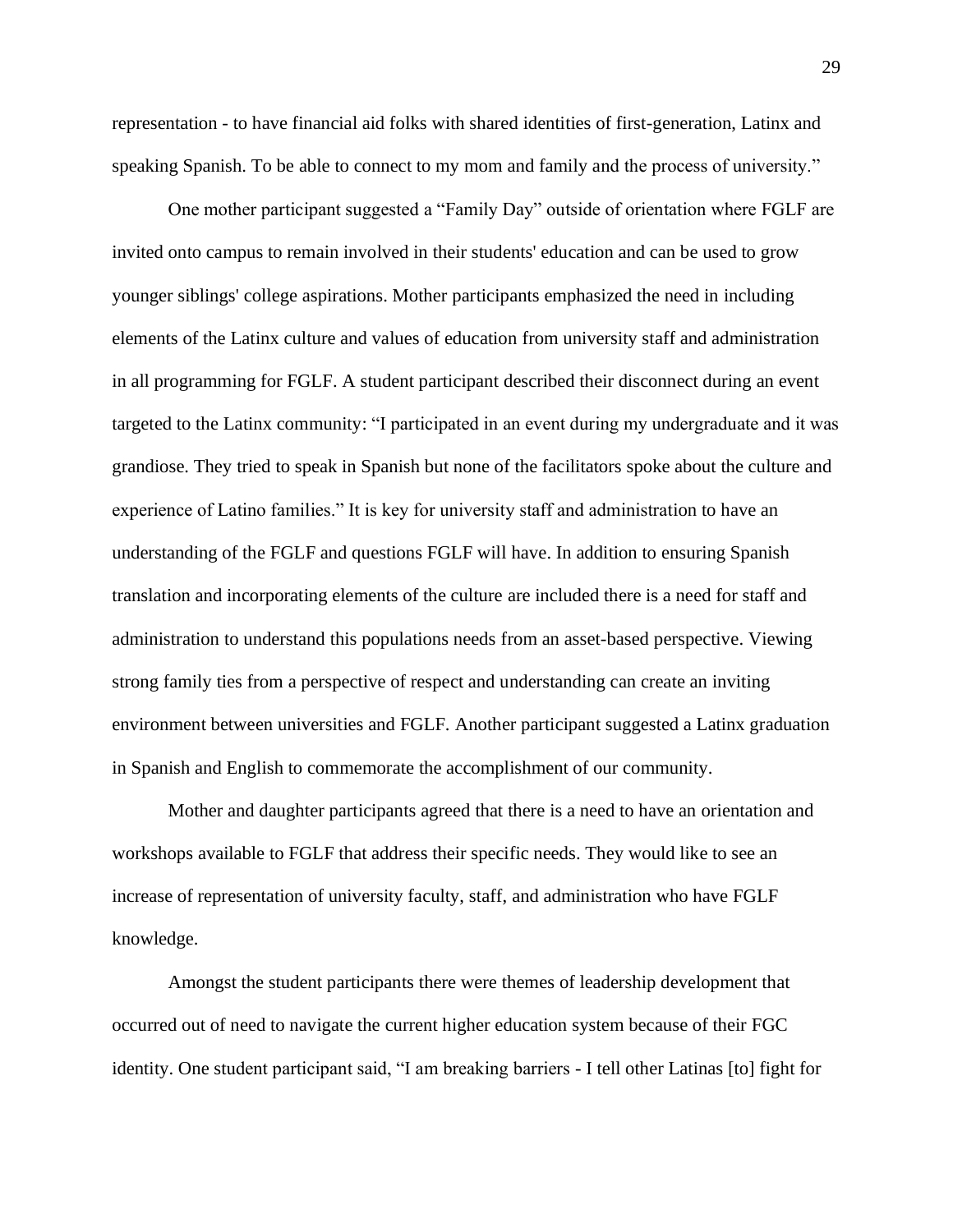representation - to have financial aid folks with shared identities of first-generation, Latinx and speaking Spanish. To be able to connect to my mom and family and the process of university."

One mother participant suggested a "Family Day" outside of orientation where FGLF are invited onto campus to remain involved in their students' education and can be used to grow younger siblings' college aspirations. Mother participants emphasized the need in including elements of the Latinx culture and values of education from university staff and administration in all programming for FGLF. A student participant described their disconnect during an event targeted to the Latinx community: "I participated in an event during my undergraduate and it was grandiose. They tried to speak in Spanish but none of the facilitators spoke about the culture and experience of Latino families." It is key for university staff and administration to have an understanding of the FGLF and questions FGLF will have. In addition to ensuring Spanish translation and incorporating elements of the culture are included there is a need for staff and administration to understand this populations needs from an asset-based perspective. Viewing strong family ties from a perspective of respect and understanding can create an inviting environment between universities and FGLF. Another participant suggested a Latinx graduation in Spanish and English to commemorate the accomplishment of our community.

Mother and daughter participants agreed that there is a need to have an orientation and workshops available to FGLF that address their specific needs. They would like to see an increase of representation of university faculty, staff, and administration who have FGLF knowledge.

Amongst the student participants there were themes of leadership development that occurred out of need to navigate the current higher education system because of their FGC identity. One student participant said, "I am breaking barriers - I tell other Latinas [to] fight for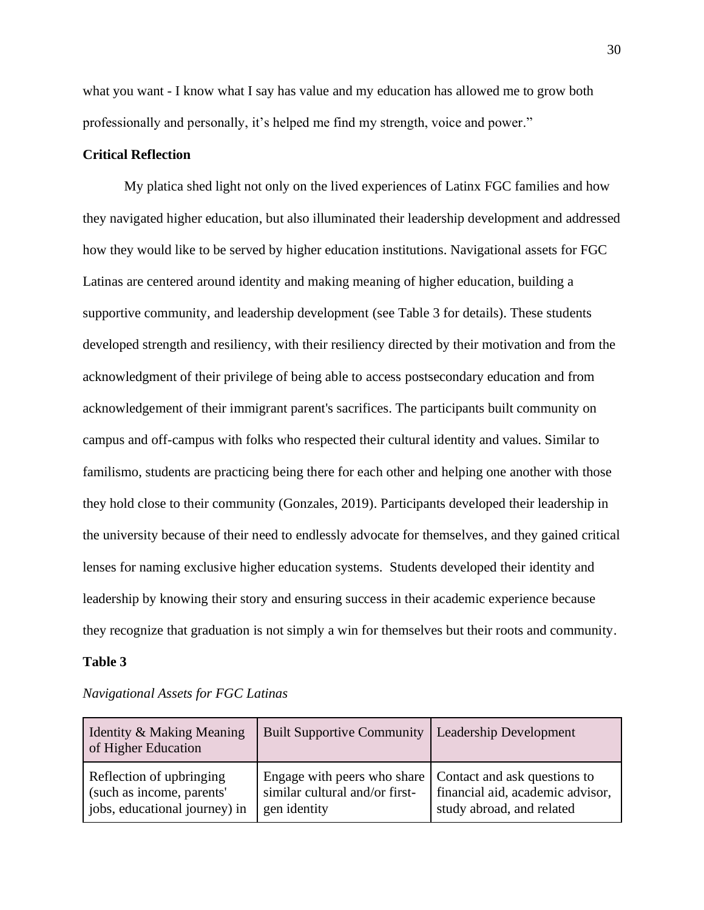what you want - I know what I say has value and my education has allowed me to grow both professionally and personally, it's helped me find my strength, voice and power."

## Critical Reflection

My platica shed light not only on the lived experiences of Latinx FGC families and how they navigated higher education, but also illuminated their leadership development and addressed how they would like to be served by higher education institutions. Navigational assets for FGC Latinas are centered around identity and making meaning of higher education, building a supportive community, and leadership development (see Table 3 for details). These students developed strength and resiliency, with their resiliency directed by their motivation and from the acknowledgment of their privilege of being able to access postsecondary education and from acknowledgement of their immigrant parent's sacrifices. The participants built community on campus and off-campus with folks who respected their cultural identity and values. Similar to familismo, students are practicing being there for each other and helping one another with those they hold close to their community (Gonzales, 2019). Participants developed their leadership in the university because of their need to endlessly advocate for themselves, and they gained critical lenses for naming exclusive higher education systems. Students developed their identity and leadership by knowing their story and ensuring success in their academic experience because they recognize that graduation is not simply a win for themselves but their roots and community.

**Table 3**

*Navigational Assets for FGC Latinas*

| Identity & Making Meaning of Higher Education | Built Supportive Community | Leadership Development |
|---|---|---|
| Reflection of upbringing (such as income, parents' jobs, educational journey) in | Engage with peers who share similar cultural and/or first-gen identity | Contact and ask questions to financial aid, academic advisor, study abroad, and related |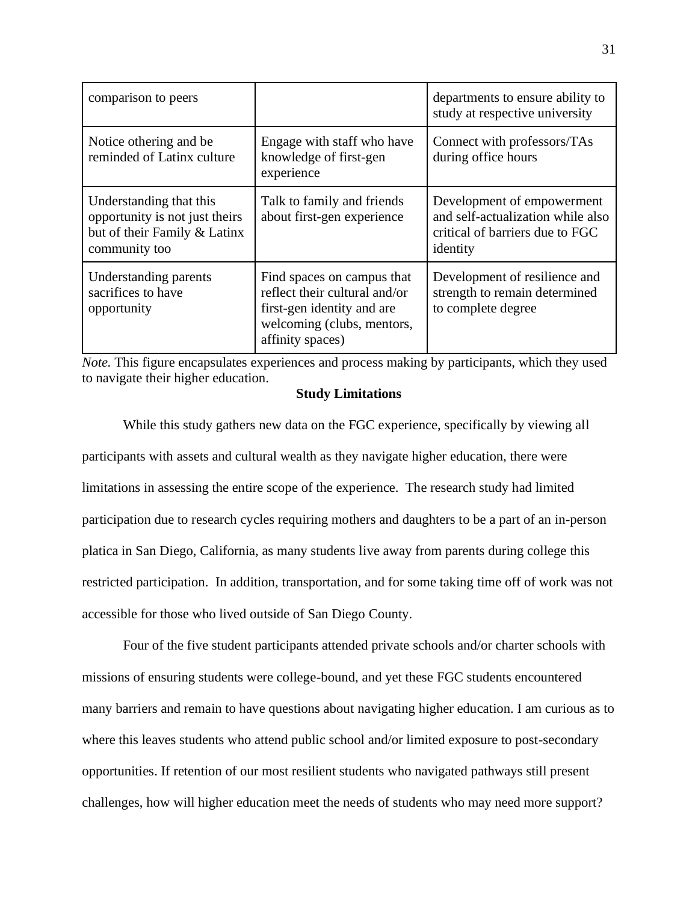| | | |
|---|---|---|
| comparison to peers | | departments to ensure ability to study at respective university |
| Notice othering and be reminded of Latinx culture | Engage with staff who have knowledge of first-gen experience | Connect with professors/TAs during office hours |
| Understanding that this opportunity is not just theirs but of their Family & Latinx community too | Talk to family and friends about first-gen experience | Development of empowerment and self-actualization while also critical of barriers due to FGC identity |
| Understanding parents sacrifices to have opportunity | Find spaces on campus that reflect their cultural and/or first-gen identity and are welcoming (clubs, mentors, affinity spaces) | Development of resilience and strength to remain determined to complete degree |

*Note.* This figure encapsulates experiences and process making by participants, which they used to navigate their higher education.

**Study Limitations**

While this study gathers new data on the FGC experience, specifically by viewing all participants with assets and cultural wealth as they navigate higher education, there were limitations in assessing the entire scope of the experience. The research study had limited participation due to research cycles requiring mothers and daughters to be a part of an in-person platica in San Diego, California, as many students live away from parents during college this restricted participation. In addition, transportation, and for some taking time off of work was not accessible for those who lived outside of San Diego County.

Four of the five student participants attended private schools and/or charter schools with missions of ensuring students were college-bound, and yet these FGC students encountered many barriers and remain to have questions about navigating higher education. I am curious as to where this leaves students who attend public school and/or limited exposure to post-secondary opportunities. If retention of our most resilient students who navigated pathways still present challenges, how will higher education meet the needs of students who may need more support?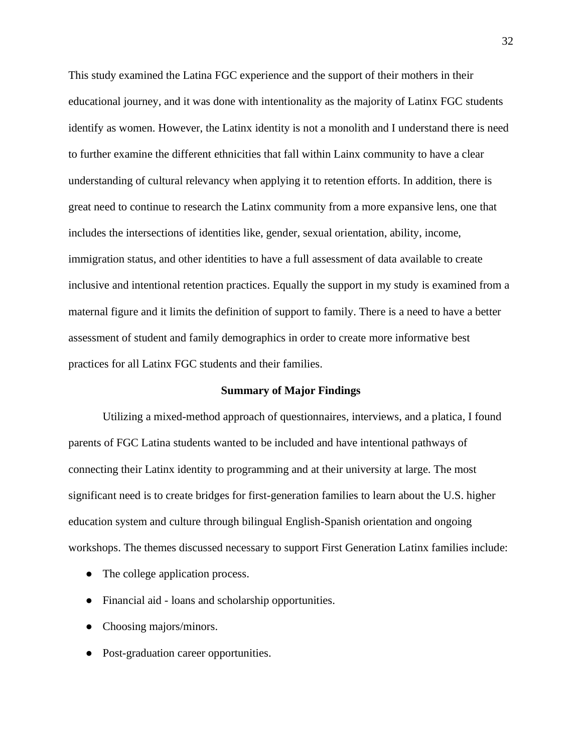This study examined the Latina FGC experience and the support of their mothers in their educational journey, and it was done with intentionality as the majority of Latinx FGC students identify as women. However, the Latinx identity is not a monolith and I understand there is need to further examine the different ethnicities that fall within Lainx community to have a clear understanding of cultural relevancy when applying it to retention efforts. In addition, there is great need to continue to research the Latinx community from a more expansive lens, one that includes the intersections of identities like, gender, sexual orientation, ability, income, immigration status, and other identities to have a full assessment of data available to create inclusive and intentional retention practices. Equally the support in my study is examined from a maternal figure and it limits the definition of support to family. There is a need to have a better assessment of student and family demographics in order to create more informative best practices for all Latinx FGC students and their families.

## Summary of Major Findings

Utilizing a mixed-method approach of questionnaires, interviews, and a platica, I found parents of FGC Latina students wanted to be included and have intentional pathways of connecting their Latinx identity to programming and at their university at large. The most significant need is to create bridges for first-generation families to learn about the U.S. higher education system and culture through bilingual English-Spanish orientation and ongoing workshops. The themes discussed necessary to support First Generation Latinx families include:

- The college application process.
- Financial aid - loans and scholarship opportunities.
- Choosing majors/minors.
- Post-graduation career opportunities.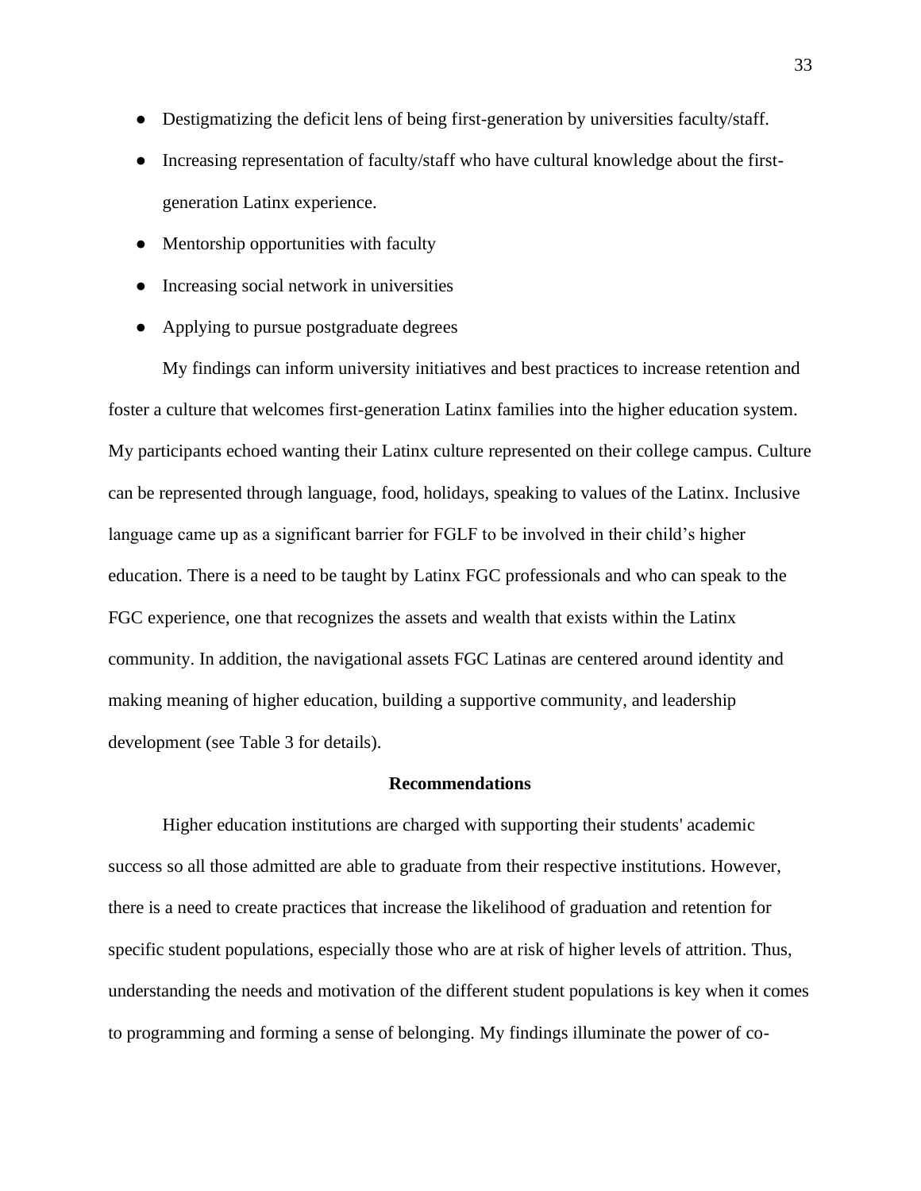- Destigmatizing the deficit lens of being first-generation by universities faculty/staff.
- Increasing representation of faculty/staff who have cultural knowledge about the first-generation Latinx experience.
- Mentorship opportunities with faculty
- Increasing social network in universities
- Applying to pursue postgraduate degrees

My findings can inform university initiatives and best practices to increase retention and foster a culture that welcomes first-generation Latinx families into the higher education system. My participants echoed wanting their Latinx culture represented on their college campus. Culture can be represented through language, food, holidays, speaking to values of the Latinx. Inclusive language came up as a significant barrier for FGLF to be involved in their child's higher education. There is a need to be taught by Latinx FGC professionals and who can speak to the FGC experience, one that recognizes the assets and wealth that exists within the Latinx community. In addition, the navigational assets FGC Latinas are centered around identity and making meaning of higher education, building a supportive community, and leadership development (see Table 3 for details).

## Recommendations

Higher education institutions are charged with supporting their students' academic success so all those admitted are able to graduate from their respective institutions. However, there is a need to create practices that increase the likelihood of graduation and retention for specific student populations, especially those who are at risk of higher levels of attrition. Thus, understanding the needs and motivation of the different student populations is key when it comes to programming and forming a sense of belonging. My findings illuminate the power of co-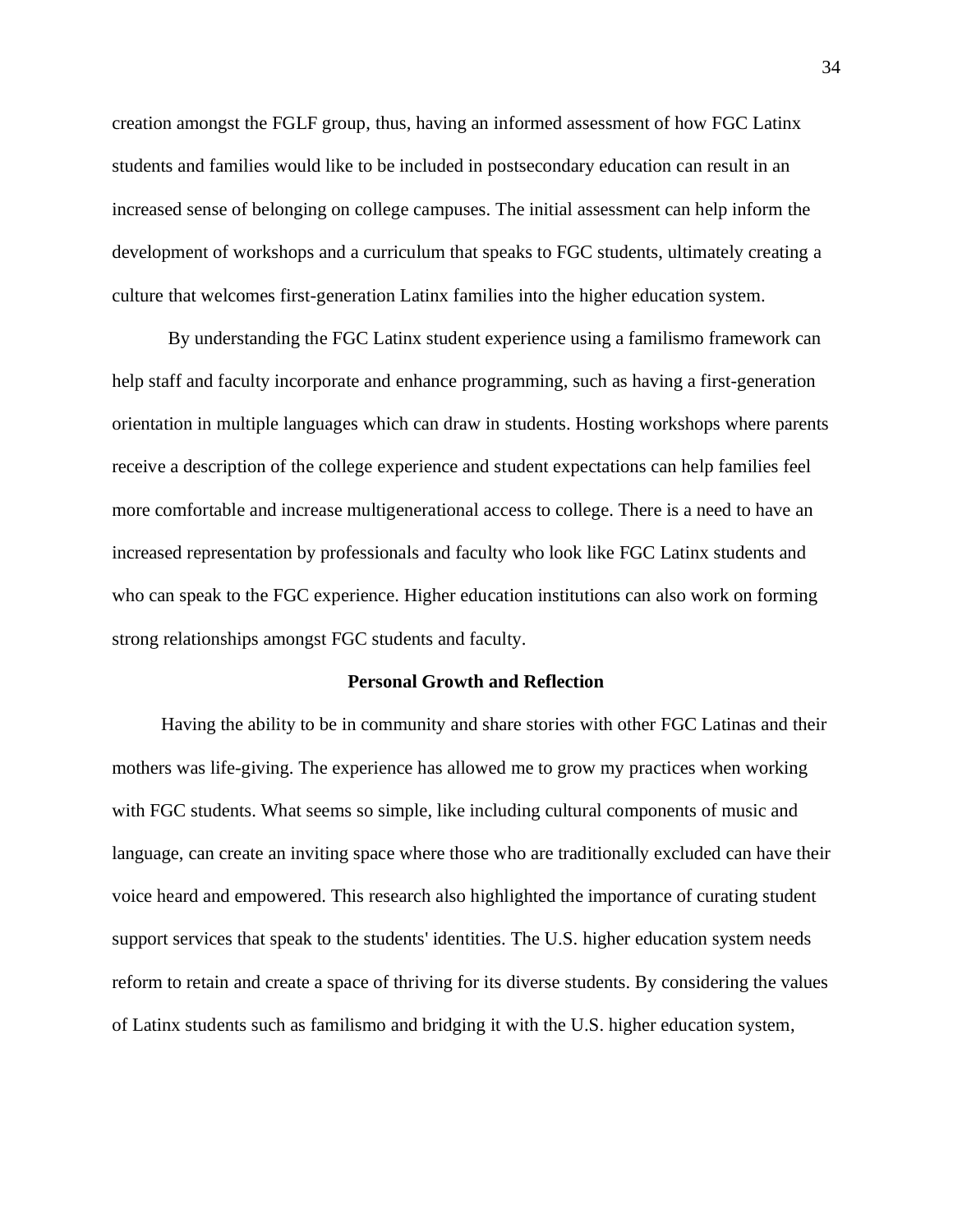creation amongst the FGLF group, thus, having an informed assessment of how FGC Latinx students and families would like to be included in postsecondary education can result in an increased sense of belonging on college campuses. The initial assessment can help inform the development of workshops and a curriculum that speaks to FGC students, ultimately creating a culture that welcomes first-generation Latinx families into the higher education system.

By understanding the FGC Latinx student experience using a familismo framework can help staff and faculty incorporate and enhance programming, such as having a first-generation orientation in multiple languages which can draw in students. Hosting workshops where parents receive a description of the college experience and student expectations can help families feel more comfortable and increase multigenerational access to college. There is a need to have an increased representation by professionals and faculty who look like FGC Latinx students and who can speak to the FGC experience. Higher education institutions can also work on forming strong relationships amongst FGC students and faculty.

## Personal Growth and Reflection

Having the ability to be in community and share stories with other FGC Latinas and their mothers was life-giving. The experience has allowed me to grow my practices when working with FGC students. What seems so simple, like including cultural components of music and language, can create an inviting space where those who are traditionally excluded can have their voice heard and empowered. This research also highlighted the importance of curating student support services that speak to the students' identities. The U.S. higher education system needs reform to retain and create a space of thriving for its diverse students. By considering the values of Latinx students such as familismo and bridging it with the U.S. higher education system,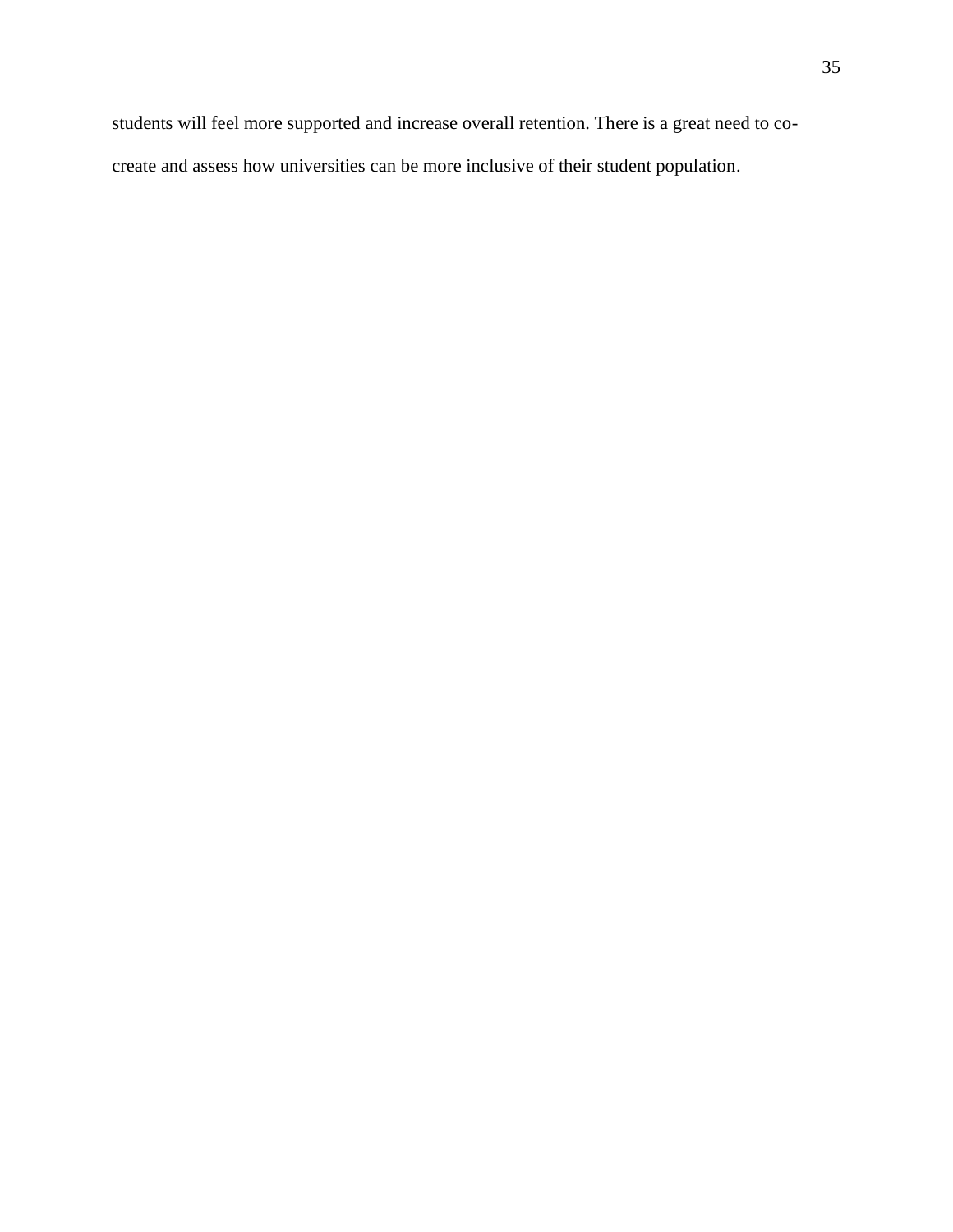students will feel more supported and increase overall retention. There is a great need to co-create and assess how universities can be more inclusive of their student population.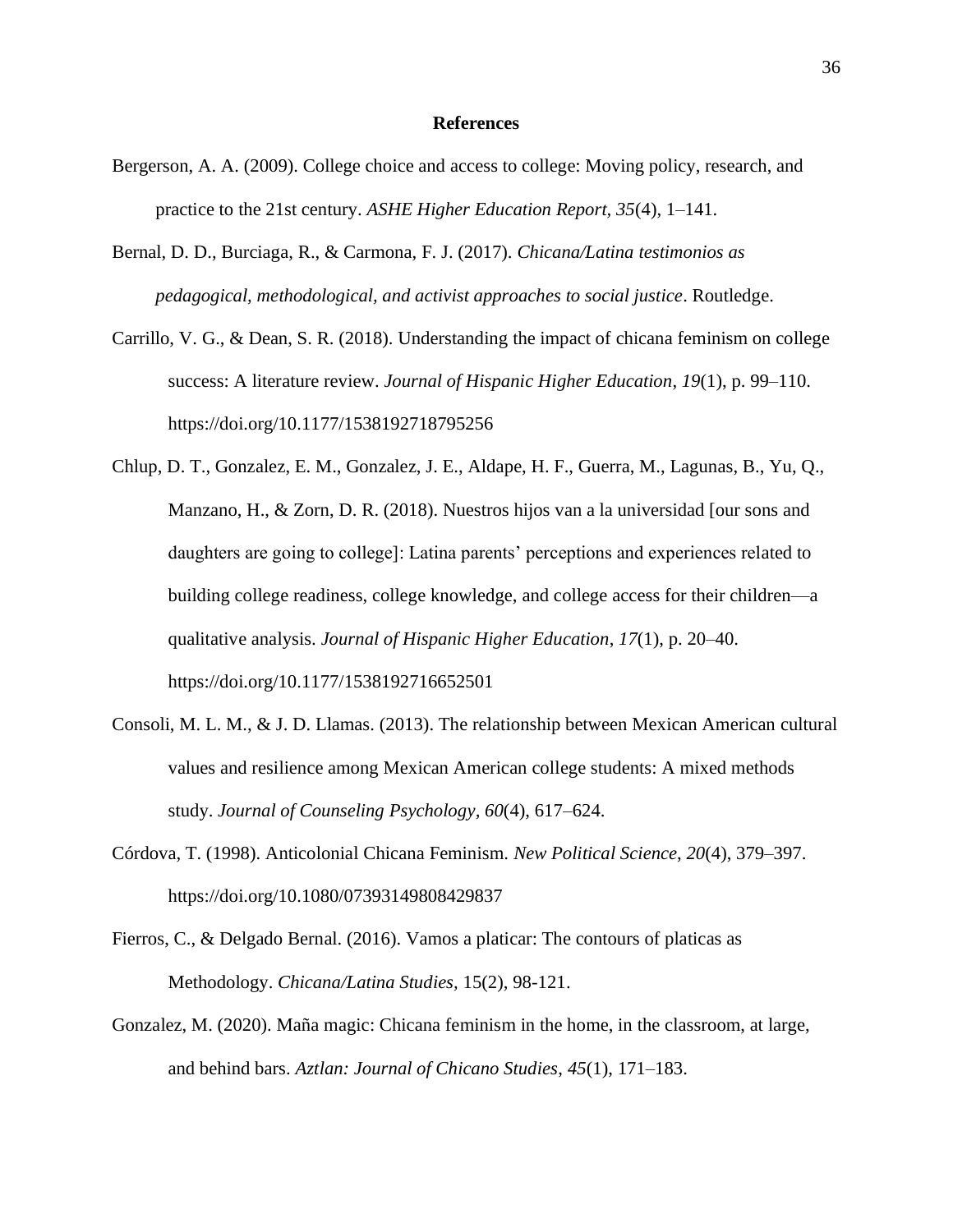# References

Bergerson, A. A. (2009). College choice and access to college: Moving policy, research, and practice to the 21st century. *ASHE Higher Education Report*, *35*(4), 1–141.

Bernal, D. D., Burciaga, R., & Carmona, F. J. (2017). *Chicana/Latina testimonios as pedagogical, methodological, and activist approaches to social justice*. Routledge.

Carrillo, V. G., & Dean, S. R. (2018). Understanding the impact of chicana feminism on college success: A literature review. *Journal of Hispanic Higher Education*, *19*(1), p. 99–110. https://doi.org/10.1177/1538192718795256

Chlup, D. T., Gonzalez, E. M., Gonzalez, J. E., Aldape, H. F., Guerra, M., Lagunas, B., Yu, Q., Manzano, H., & Zorn, D. R. (2018). Nuestros hijos van a la universidad [our sons and daughters are going to college]: Latina parents' perceptions and experiences related to building college readiness, college knowledge, and college access for their children—a qualitative analysis. *Journal of Hispanic Higher Education*, *17*(1), p. 20–40. https://doi.org/10.1177/1538192716652501

Consoli, M. L. M., & J. D. Llamas. (2013). The relationship between Mexican American cultural values and resilience among Mexican American college students: A mixed methods study. *Journal of Counseling Psychology*, *60*(4), 617–624.

Córdova, T. (1998). Anticolonial Chicana Feminism. *New Political Science*, *20*(4), 379–397. https://doi.org/10.1080/07393149808429837

Fierros, C., & Delgado Bernal. (2016). Vamos a platicar: The contours of platicas as Methodology. *Chicana/Latina Studies,* 15(2), 98-121.

Gonzalez, M. (2020). Maña magic: Chicana feminism in the home, in the classroom, at large, and behind bars. *Aztlan: Journal of Chicano Studies*, *45*(1), 171–183.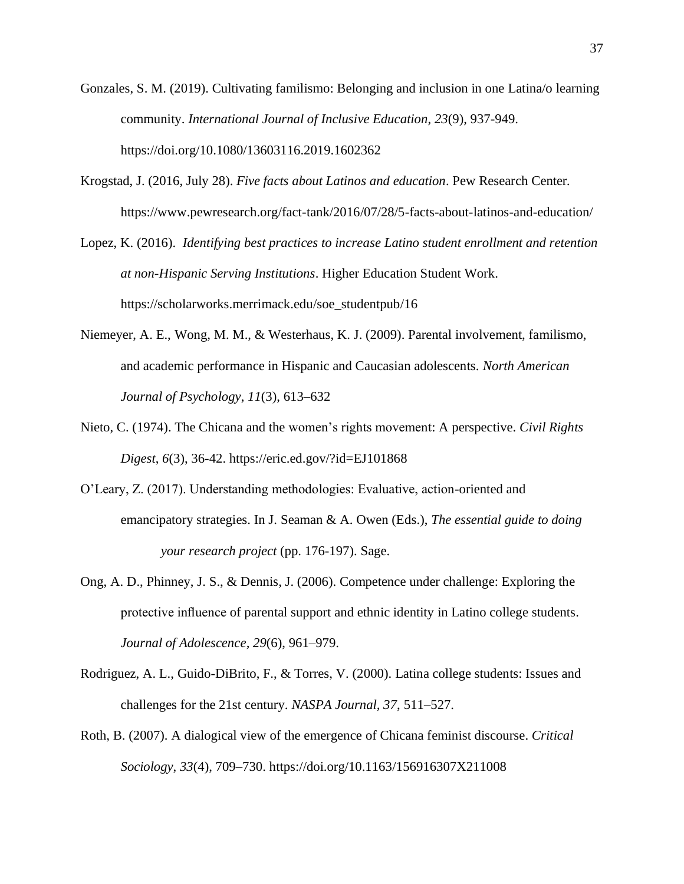Gonzales, S. M. (2019). Cultivating familismo: Belonging and inclusion in one Latina/o learning community. *International Journal of Inclusive Education*, *23*(9), 937-949. https://doi.org/10.1080/13603116.2019.1602362

Krogstad, J. (2016, July 28). *Five facts about Latinos and education*. Pew Research Center. https://www.pewresearch.org/fact-tank/2016/07/28/5-facts-about-latinos-and-education/

Lopez, K. (2016). *Identifying best practices to increase Latino student enrollment and retention at non-Hispanic Serving Institutions*. Higher Education Student Work. https://scholarworks.merrimack.edu/soe_studentpub/16

Niemeyer, A. E., Wong, M. M., & Westerhaus, K. J. (2009). Parental involvement, familismo, and academic performance in Hispanic and Caucasian adolescents. *North American Journal of Psychology*, *11*(3), 613–632

Nieto, C. (1974). The Chicana and the women's rights movement: A perspective. *Civil Rights Digest*, *6*(3), 36-42. https://eric.ed.gov/?id=EJ101868

O'Leary, Z. (2017). Understanding methodologies: Evaluative, action-oriented and emancipatory strategies. In J. Seaman & A. Owen (Eds.), *The essential guide to doing your research project* (pp. 176-197). Sage.

Ong, A. D., Phinney, J. S., & Dennis, J. (2006). Competence under challenge: Exploring the protective influence of parental support and ethnic identity in Latino college students. *Journal of Adolescence*, *29*(6), 961–979.

Rodriguez, A. L., Guido-DiBrito, F., & Torres, V. (2000). Latina college students: Issues and challenges for the 21st century. *NASPA Journal*, *37*, 511–527.

Roth, B. (2007). A dialogical view of the emergence of Chicana feminist discourse. *Critical Sociology*, *33*(4), 709–730. https://doi.org/10.1163/156916307X211008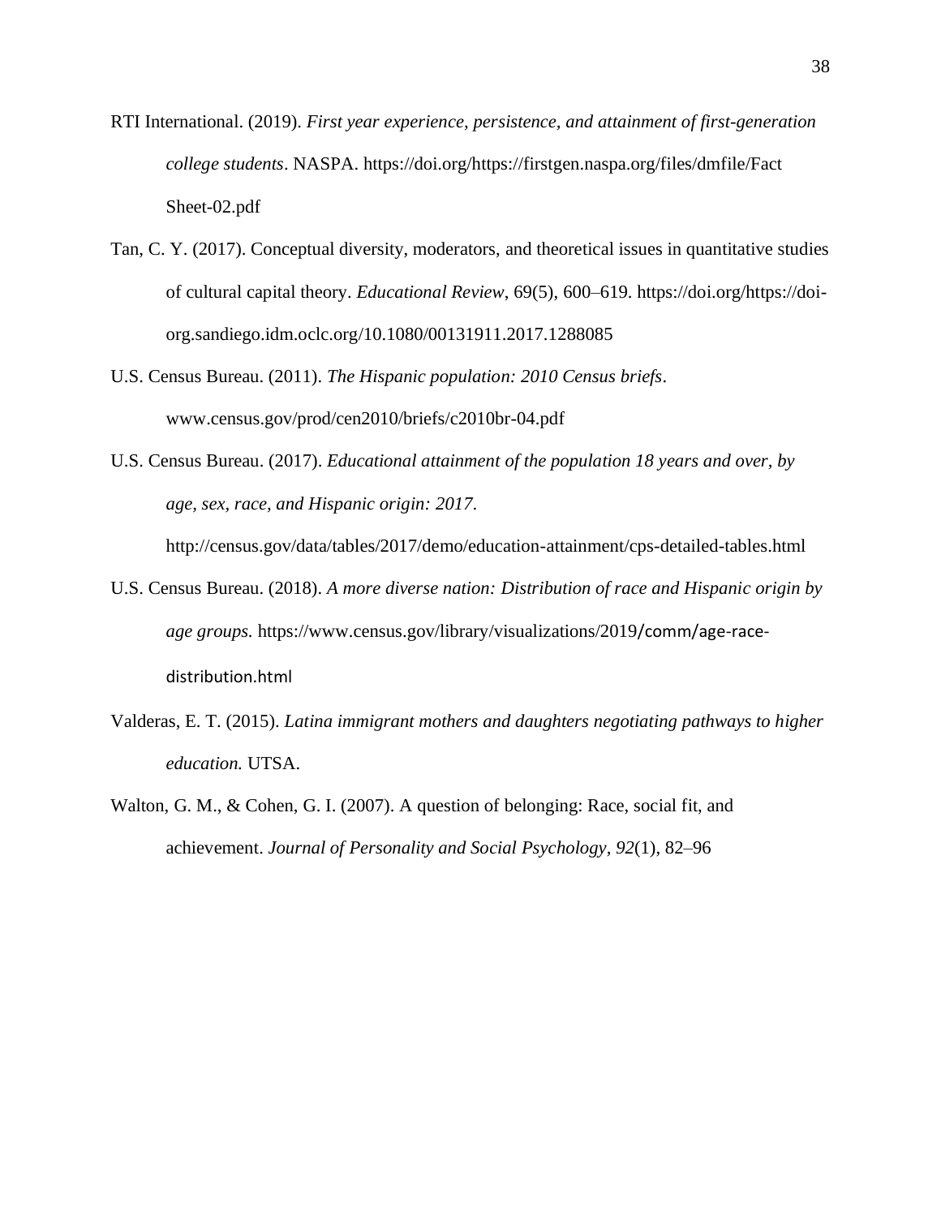RTI International. (2019). *First year experience, persistence, and attainment of first-generation college students*. NASPA. https://doi.org/https://firstgen.naspa.org/files/dmfile/Fact Sheet-02.pdf

Tan, C. Y. (2017). Conceptual diversity, moderators, and theoretical issues in quantitative studies of cultural capital theory. *Educational Review*, 69(5), 600–619. https://doi.org/https://doi-org.sandiego.idm.oclc.org/10.1080/00131911.2017.1288085

U.S. Census Bureau. (2011). *The Hispanic population: 2010 Census briefs*. www.census.gov/prod/cen2010/briefs/c2010br-04.pdf

U.S. Census Bureau. (2017). *Educational attainment of the population 18 years and over, by age, sex, race, and Hispanic origin: 2017*. http://census.gov/data/tables/2017/demo/education-attainment/cps-detailed-tables.html

U.S. Census Bureau. (2018). *A more diverse nation: Distribution of race and Hispanic origin by age groups.* https://www.census.gov/library/visualizations/2019/comm/age-race-distribution.html

Valderas, E. T. (2015). *Latina immigrant mothers and daughters negotiating pathways to higher education.* UTSA.

Walton, G. M., & Cohen, G. I. (2007). A question of belonging: Race, social fit, and achievement. *Journal of Personality and Social Psychology, 92*(1), 82–96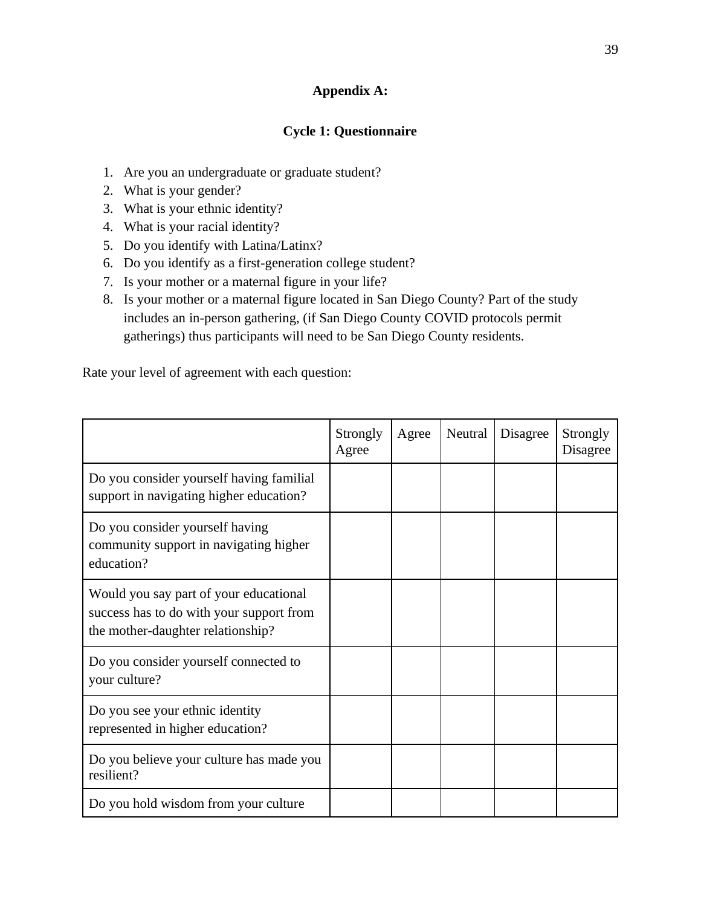**Appendix A:**

**Cycle 1: Questionnaire**

1. Are you an undergraduate or graduate student?
2. What is your gender?
3. What is your ethnic identity?
4. What is your racial identity?
5. Do you identify with Latina/Latinx?
6. Do you identify as a first-generation college student?
7. Is your mother or a maternal figure in your life?
8. Is your mother or a maternal figure located in San Diego County? Part of the study includes an in-person gathering, (if San Diego County COVID protocols permit gatherings) thus participants will need to be San Diego County residents.

Rate your level of agreement with each question:

| | Strongly Agree | Agree | Neutral | Disagree | Strongly Disagree |
|---|---|---|---|---|---|
| Do you consider yourself having familial support in navigating higher education? | | | | | |
| Do you consider yourself having community support in navigating higher education? | | | | | |
| Would you say part of your educational success has to do with your support from the mother-daughter relationship? | | | | | |
| Do you consider yourself connected to your culture? | | | | | |
| Do you see your ethnic identity represented in higher education? | | | | | |
| Do you believe your culture has made you resilient? | | | | | |
| Do you hold wisdom from your culture | | | | | |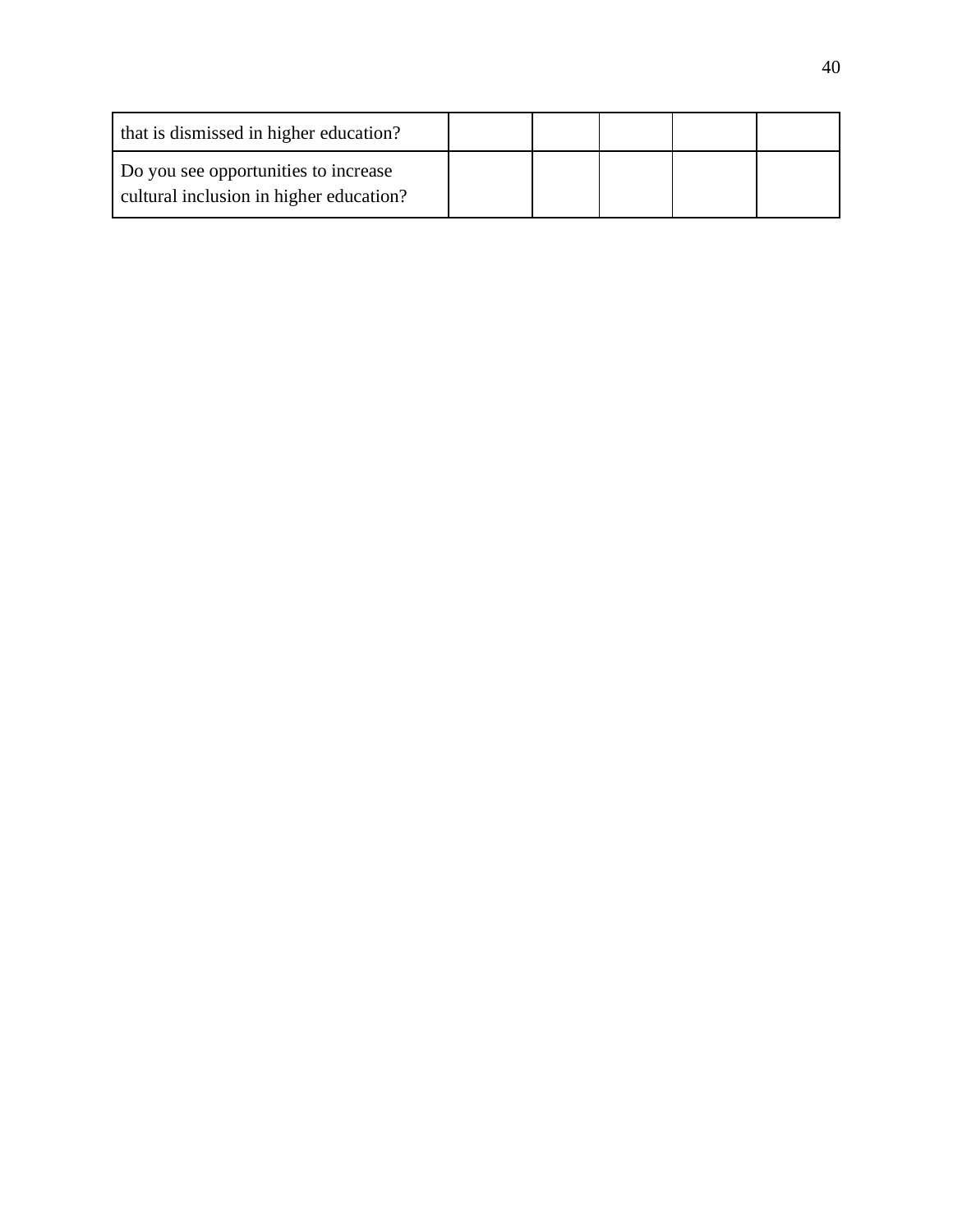| | | | | | |
|---|---|---|---|---|---|
| that is dismissed in higher education? | | | | | |
| Do you see opportunities to increase cultural inclusion in higher education? | | | | | |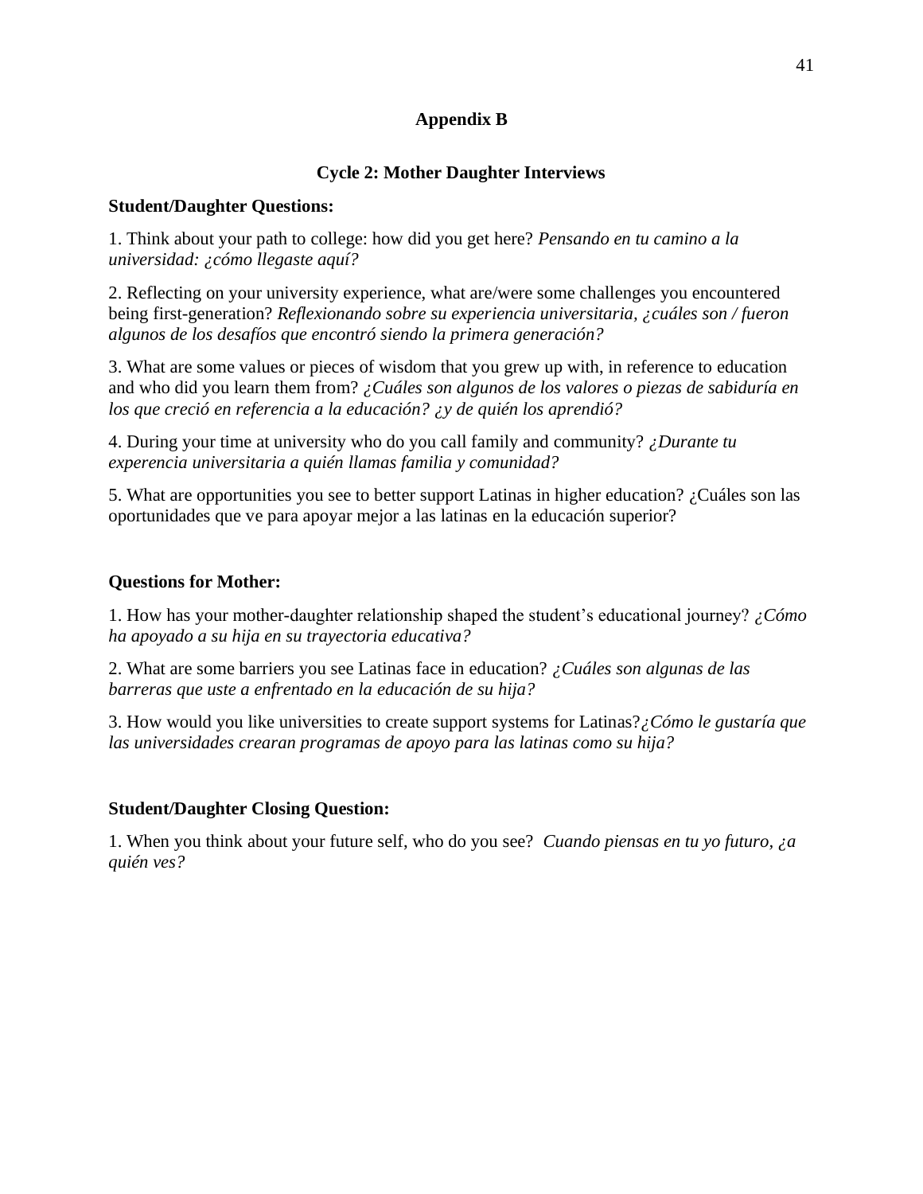## Appendix B

### Cycle 2: Mother Daughter Interviews

**Student/Daughter Questions:**

1. Think about your path to college: how did you get here? *Pensando en tu camino a la universidad: ¿cómo llegaste aquí?*

2. Reflecting on your university experience, what are/were some challenges you encountered being first-generation? *Reflexionando sobre su experiencia universitaria, ¿cuáles son / fueron algunos de los desafíos que encontró siendo la primera generación?*

3. What are some values or pieces of wisdom that you grew up with, in reference to education and who did you learn them from? *¿Cuáles son algunos de los valores o piezas de sabiduría en los que creció en referencia a la educación? ¿y de quién los aprendió?*

4. During your time at university who do you call family and community? *¿Durante tu experiencia universitaria a quién llamas familia y comunidad?*

5. What are opportunities you see to better support Latinas in higher education? ¿Cuáles son las oportunidades que ve para apoyar mejor a las latinas en la educación superior?

**Questions for Mother:**

1. How has your mother-daughter relationship shaped the student's educational journey? *¿Cómo ha apoyado a su hija en su trayectoria educativa?*

2. What are some barriers you see Latinas face in education? *¿Cuáles son algunas de las barreras que uste a enfrentado en la educación de su hija?*

3. How would you like universities to create support systems for Latinas?*¿Cómo le gustaría que las universidades crearan programas de apoyo para las latinas como su hija?*

**Student/Daughter Closing Question:**

1. When you think about your future self, who do you see? *Cuando piensas en tu yo futuro, ¿a quién ves?*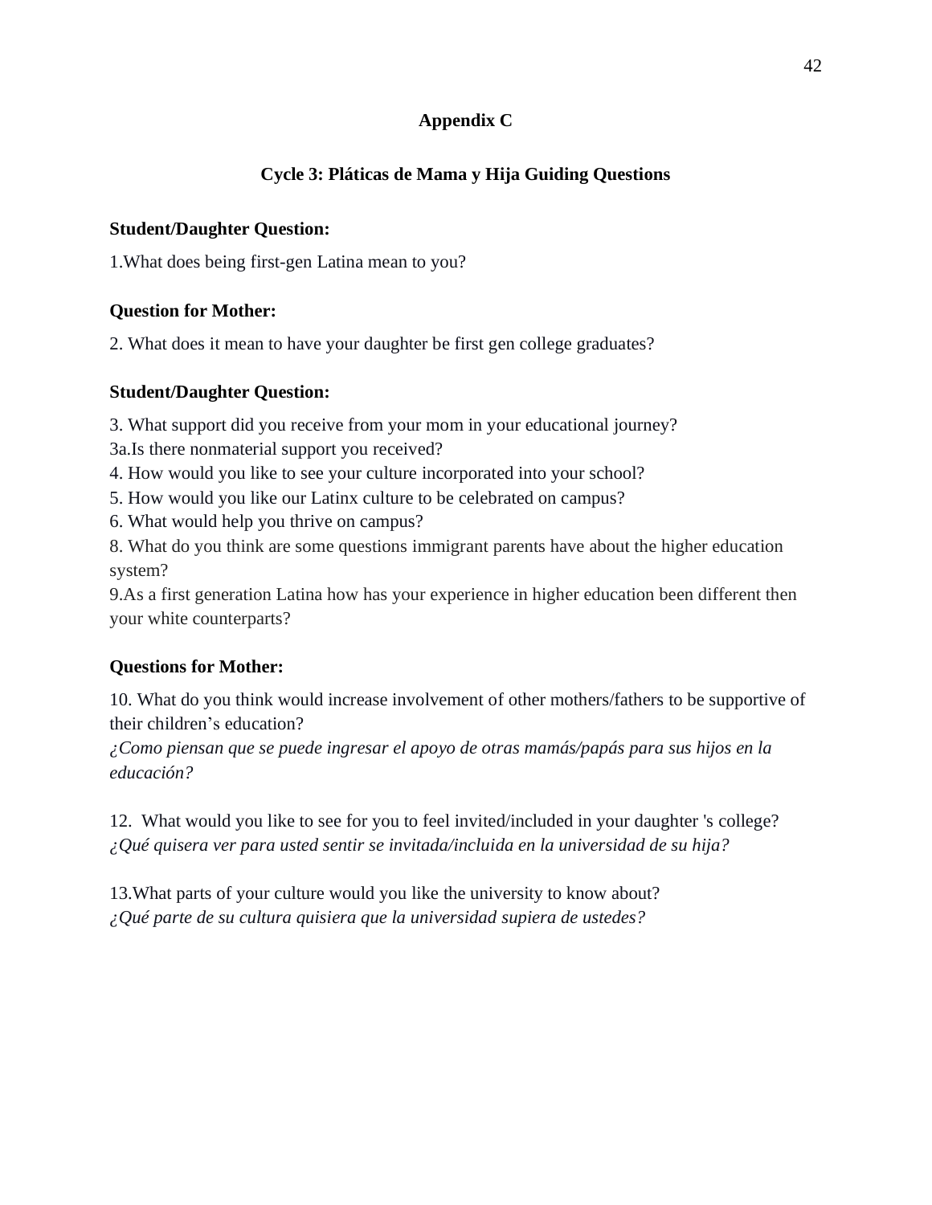## Appendix C

### Cycle 3: Pláticas de Mama y Hija Guiding Questions

**Student/Daughter Question:**

1.What does being first-gen Latina mean to you?

**Question for Mother:**

2. What does it mean to have your daughter be first gen college graduates?

**Student/Daughter Question:**

3. What support did you receive from your mom in your educational journey?
3a.Is there nonmaterial support you received?
4. How would you like to see your culture incorporated into your school?
5. How would you like our Latinx culture to be celebrated on campus?
6. What would help you thrive on campus?
8. What do you think are some questions immigrant parents have about the higher education system?
9.As a first generation Latina how has your experience in higher education been different then your white counterparts?

**Questions for Mother:**

10. What do you think would increase involvement of other mothers/fathers to be supportive of their children's education?
*¿Como piensan que se puede ingresar el apoyo de otras mamás/papás para sus hijos en la educación?*

12. What would you like to see for you to feel invited/included in your daughter 's college?
*¿Qué quisera ver para usted sentir se invitada/incluida en la universidad de su hija?*

13.What parts of your culture would you like the university to know about?
*¿Qué parte de su cultura quisiera que la universidad supiera de ustedes?*